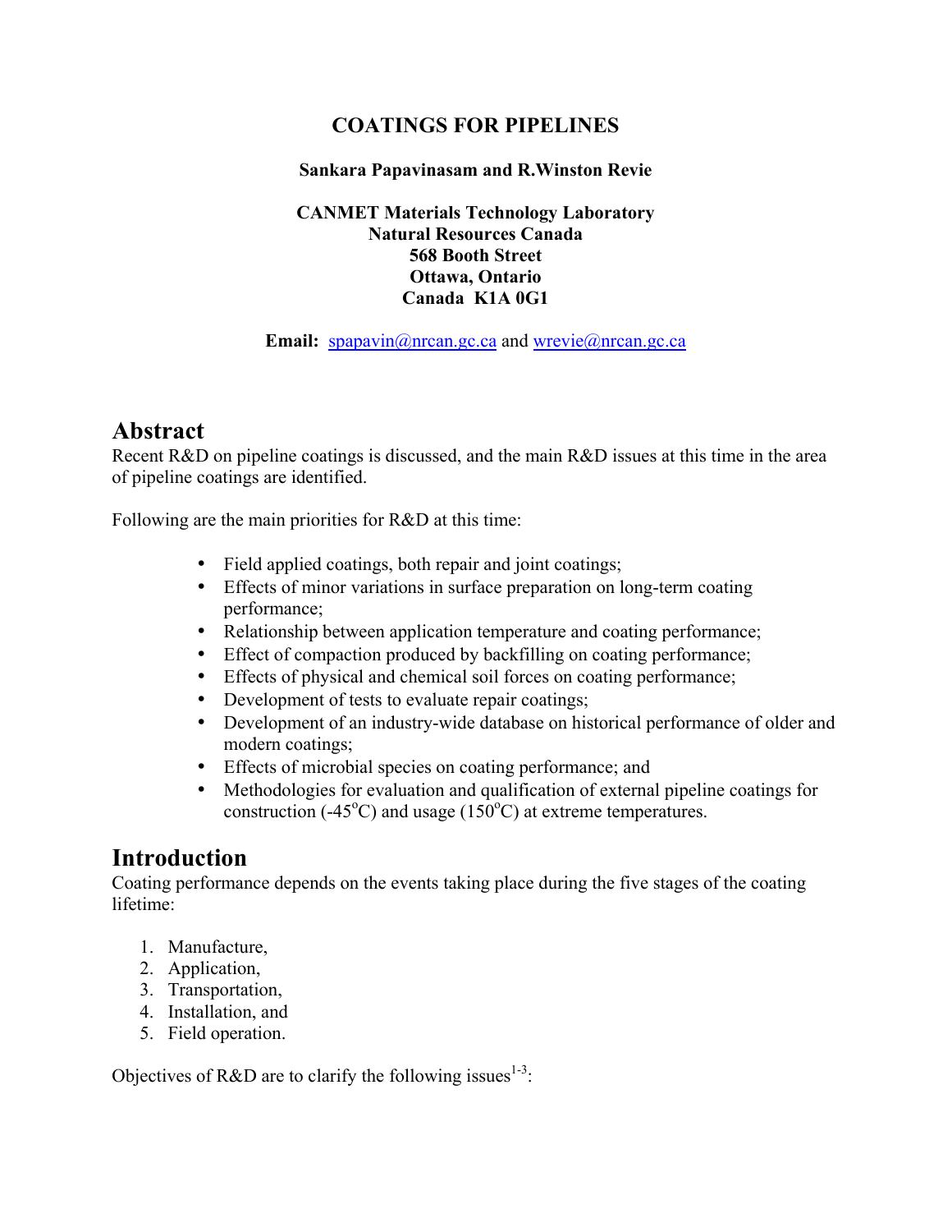# COATINGS FOR PIPELINES

**Sankara Papavinasam and R.Winston Revie**

**CANMET Materials Technology Laboratory**
**Natural Resources Canada**
**568 Booth Street**
**Ottawa, Ontario**
**Canada K1A 0G1**

**Email:** spapavin@nrcan.gc.ca and wrevie@nrcan.gc.ca

## Abstract

Recent R&D on pipeline coatings is discussed, and the main R&D issues at this time in the area of pipeline coatings are identified.

Following are the main priorities for R&D at this time:

- Field applied coatings, both repair and joint coatings;
- Effects of minor variations in surface preparation on long-term coating performance;
- Relationship between application temperature and coating performance;
- Effect of compaction produced by backfilling on coating performance;
- Effects of physical and chemical soil forces on coating performance;
- Development of tests to evaluate repair coatings;
- Development of an industry-wide database on historical performance of older and modern coatings;
- Effects of microbial species on coating performance; and
- Methodologies for evaluation and qualification of external pipeline coatings for construction (-45°C) and usage (150°C) at extreme temperatures.

## Introduction

Coating performance depends on the events taking place during the five stages of the coating lifetime:

1. Manufacture,
2. Application,
3. Transportation,
4. Installation, and
5. Field operation.

Objectives of R&D are to clarify the following issues[1-3]: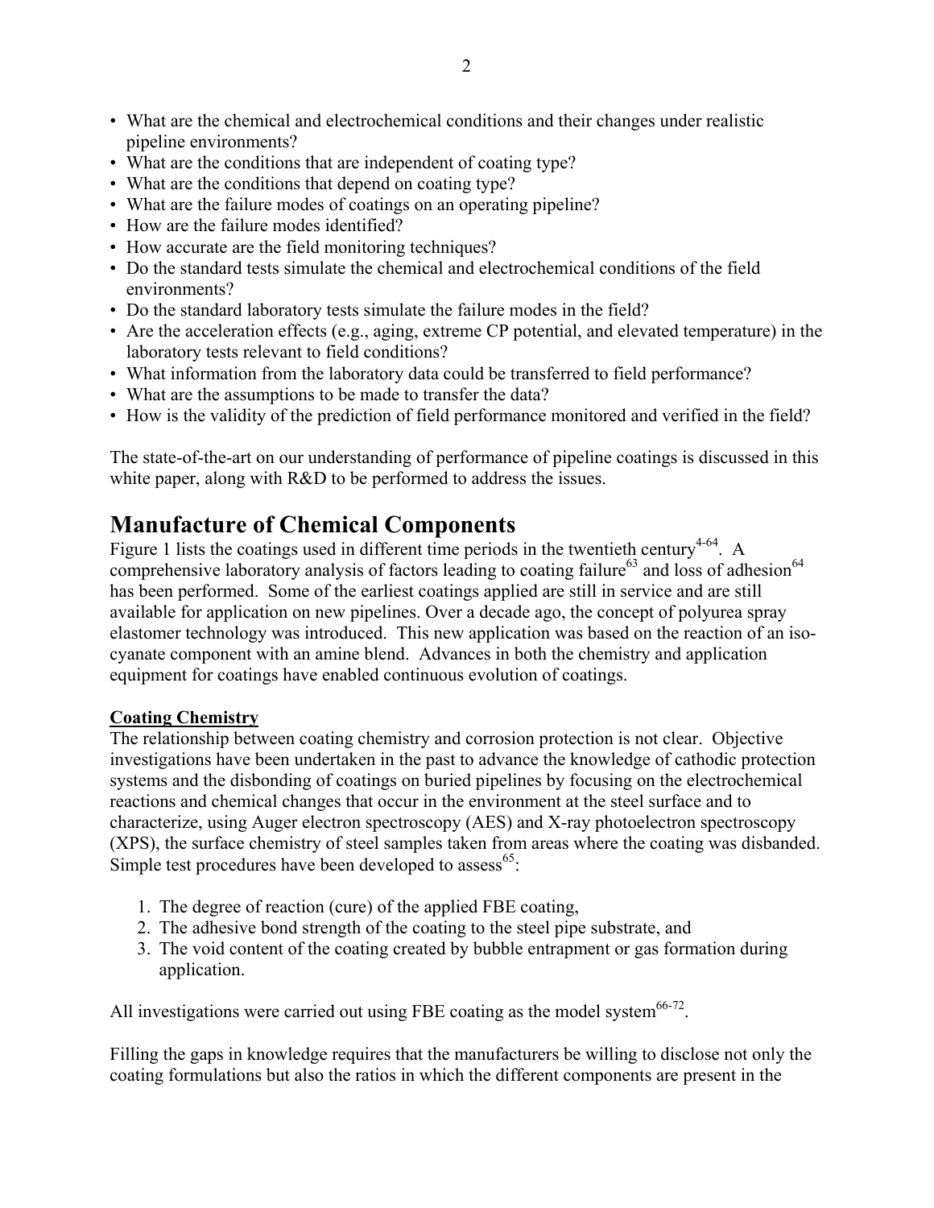- What are the chemical and electrochemical conditions and their changes under realistic pipeline environments?
- What are the conditions that are independent of coating type?
- What are the conditions that depend on coating type?
- What are the failure modes of coatings on an operating pipeline?
- How are the failure modes identified?
- How accurate are the field monitoring techniques?
- Do the standard tests simulate the chemical and electrochemical conditions of the field environments?
- Do the standard laboratory tests simulate the failure modes in the field?
- Are the acceleration effects (e.g., aging, extreme CP potential, and elevated temperature) in the laboratory tests relevant to field conditions?
- What information from the laboratory data could be transferred to field performance?
- What are the assumptions to be made to transfer the data?
- How is the validity of the prediction of field performance monitored and verified in the field?

The state-of-the-art on our understanding of performance of pipeline coatings is discussed in this white paper, along with R&D to be performed to address the issues.

# Manufacture of Chemical Components

Figure 1 lists the coatings used in different time periods in the twentieth century[4-64]. A comprehensive laboratory analysis of factors leading to coating failure[63] and loss of adhesion[64] has been performed. Some of the earliest coatings applied are still in service and are still available for application on new pipelines. Over a decade ago, the concept of polyurea spray elastomer technology was introduced. This new application was based on the reaction of an iso-cyanate component with an amine blend. Advances in both the chemistry and application equipment for coatings have enabled continuous evolution of coatings.

## Coating Chemistry

The relationship between coating chemistry and corrosion protection is not clear. Objective investigations have been undertaken in the past to advance the knowledge of cathodic protection systems and the disbonding of coatings on buried pipelines by focusing on the electrochemical reactions and chemical changes that occur in the environment at the steel surface and to characterize, using Auger electron spectroscopy (AES) and X-ray photoelectron spectroscopy (XPS), the surface chemistry of steel samples taken from areas where the coating was disbanded. Simple test procedures have been developed to assess[65]:

1. The degree of reaction (cure) of the applied FBE coating,
2. The adhesive bond strength of the coating to the steel pipe substrate, and
3. The void content of the coating created by bubble entrapment or gas formation during application.

All investigations were carried out using FBE coating as the model system[66-72].

Filling the gaps in knowledge requires that the manufacturers be willing to disclose not only the coating formulations but also the ratios in which the different components are present in the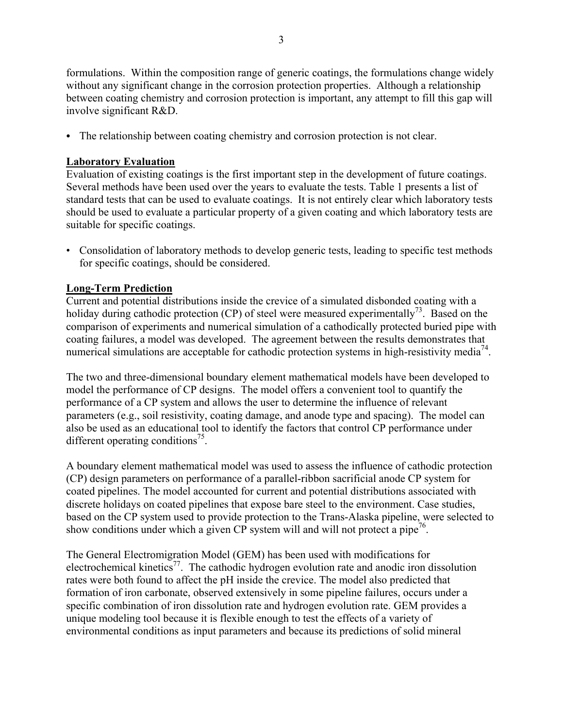formulations. Within the composition range of generic coatings, the formulations change widely without any significant change in the corrosion protection properties. Although a relationship between coating chemistry and corrosion protection is important, any attempt to fill this gap will involve significant R&D.

- The relationship between coating chemistry and corrosion protection is not clear.

**Laboratory Evaluation**

Evaluation of existing coatings is the first important step in the development of future coatings. Several methods have been used over the years to evaluate the tests. Table 1 presents a list of standard tests that can be used to evaluate coatings. It is not entirely clear which laboratory tests should be used to evaluate a particular property of a given coating and which laboratory tests are suitable for specific coatings.

- Consolidation of laboratory methods to develop generic tests, leading to specific test methods for specific coatings, should be considered.

**Long-Term Prediction**

Current and potential distributions inside the crevice of a simulated disbonded coating with a holiday during cathodic protection (CP) of steel were measured experimentally[73]. Based on the comparison of experiments and numerical simulation of a cathodically protected buried pipe with coating failures, a model was developed. The agreement between the results demonstrates that numerical simulations are acceptable for cathodic protection systems in high-resistivity media[74].

The two and three-dimensional boundary element mathematical models have been developed to model the performance of CP designs. The model offers a convenient tool to quantify the performance of a CP system and allows the user to determine the influence of relevant parameters (e.g., soil resistivity, coating damage, and anode type and spacing). The model can also be used as an educational tool to identify the factors that control CP performance under different operating conditions[75].

A boundary element mathematical model was used to assess the influence of cathodic protection (CP) design parameters on performance of a parallel-ribbon sacrificial anode CP system for coated pipelines. The model accounted for current and potential distributions associated with discrete holidays on coated pipelines that expose bare steel to the environment. Case studies, based on the CP system used to provide protection to the Trans-Alaska pipeline, were selected to show conditions under which a given CP system will and will not protect a pipe[76].

The General Electromigration Model (GEM) has been used with modifications for electrochemical kinetics[77]. The cathodic hydrogen evolution rate and anodic iron dissolution rates were both found to affect the pH inside the crevice. The model also predicted that formation of iron carbonate, observed extensively in some pipeline failures, occurs under a specific combination of iron dissolution rate and hydrogen evolution rate. GEM provides a unique modeling tool because it is flexible enough to test the effects of a variety of environmental conditions as input parameters and because its predictions of solid mineral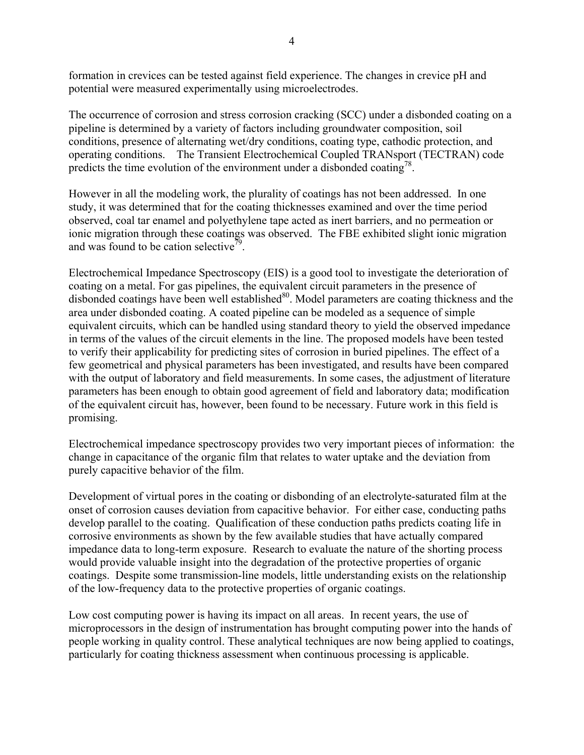formation in crevices can be tested against field experience. The changes in crevice pH and potential were measured experimentally using microelectrodes.

The occurrence of corrosion and stress corrosion cracking (SCC) under a disbonded coating on a pipeline is determined by a variety of factors including groundwater composition, soil conditions, presence of alternating wet/dry conditions, coating type, cathodic protection, and operating conditions. The Transient Electrochemical Coupled TRANsport (TECTRAN) code predicts the time evolution of the environment under a disbonded coating[78].

However in all the modeling work, the plurality of coatings has not been addressed. In one study, it was determined that for the coating thicknesses examined and over the time period observed, coal tar enamel and polyethylene tape acted as inert barriers, and no permeation or ionic migration through these coatings was observed. The FBE exhibited slight ionic migration and was found to be cation selective[79].

Electrochemical Impedance Spectroscopy (EIS) is a good tool to investigate the deterioration of coating on a metal. For gas pipelines, the equivalent circuit parameters in the presence of disbonded coatings have been well established[80]. Model parameters are coating thickness and the area under disbonded coating. A coated pipeline can be modeled as a sequence of simple equivalent circuits, which can be handled using standard theory to yield the observed impedance in terms of the values of the circuit elements in the line. The proposed models have been tested to verify their applicability for predicting sites of corrosion in buried pipelines. The effect of a few geometrical and physical parameters has been investigated, and results have been compared with the output of laboratory and field measurements. In some cases, the adjustment of literature parameters has been enough to obtain good agreement of field and laboratory data; modification of the equivalent circuit has, however, been found to be necessary. Future work in this field is promising.

Electrochemical impedance spectroscopy provides two very important pieces of information: the change in capacitance of the organic film that relates to water uptake and the deviation from purely capacitive behavior of the film.

Development of virtual pores in the coating or disbonding of an electrolyte-saturated film at the onset of corrosion causes deviation from capacitive behavior. For either case, conducting paths develop parallel to the coating. Qualification of these conduction paths predicts coating life in corrosive environments as shown by the few available studies that have actually compared impedance data to long-term exposure. Research to evaluate the nature of the shorting process would provide valuable insight into the degradation of the protective properties of organic coatings. Despite some transmission-line models, little understanding exists on the relationship of the low-frequency data to the protective properties of organic coatings.

Low cost computing power is having its impact on all areas. In recent years, the use of microprocessors in the design of instrumentation has brought computing power into the hands of people working in quality control. These analytical techniques are now being applied to coatings, particularly for coating thickness assessment when continuous processing is applicable.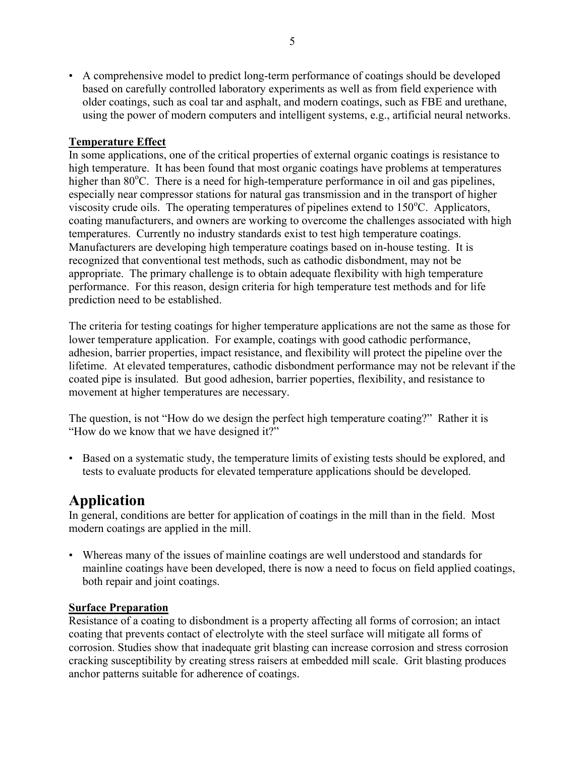- A comprehensive model to predict long-term performance of coatings should be developed based on carefully controlled laboratory experiments as well as from field experience with older coatings, such as coal tar and asphalt, and modern coatings, such as FBE and urethane, using the power of modern computers and intelligent systems, e.g., artificial neural networks.

**Temperature Effect**

In some applications, one of the critical properties of external organic coatings is resistance to high temperature. It has been found that most organic coatings have problems at temperatures higher than 80°C. There is a need for high-temperature performance in oil and gas pipelines, especially near compressor stations for natural gas transmission and in the transport of higher viscosity crude oils. The operating temperatures of pipelines extend to 150°C. Applicators, coating manufacturers, and owners are working to overcome the challenges associated with high temperatures. Currently no industry standards exist to test high temperature coatings. Manufacturers are developing high temperature coatings based on in-house testing. It is recognized that conventional test methods, such as cathodic disbondment, may not be appropriate. The primary challenge is to obtain adequate flexibility with high temperature performance. For this reason, design criteria for high temperature test methods and for life prediction need to be established.

The criteria for testing coatings for higher temperature applications are not the same as those for lower temperature application. For example, coatings with good cathodic performance, adhesion, barrier properties, impact resistance, and flexibility will protect the pipeline over the lifetime. At elevated temperatures, cathodic disbondment performance may not be relevant if the coated pipe is insulated. But good adhesion, barrier poperties, flexibility, and resistance to movement at higher temperatures are necessary.

The question, is not "How do we design the perfect high temperature coating?" Rather it is "How do we know that we have designed it?"

- Based on a systematic study, the temperature limits of existing tests should be explored, and tests to evaluate products for elevated temperature applications should be developed.

# Application

In general, conditions are better for application of coatings in the mill than in the field. Most modern coatings are applied in the mill.

- Whereas many of the issues of mainline coatings are well understood and standards for mainline coatings have been developed, there is now a need to focus on field applied coatings, both repair and joint coatings.

**Surface Preparation**

Resistance of a coating to disbondment is a property affecting all forms of corrosion; an intact coating that prevents contact of electrolyte with the steel surface will mitigate all forms of corrosion. Studies show that inadequate grit blasting can increase corrosion and stress corrosion cracking susceptibility by creating stress raisers at embedded mill scale. Grit blasting produces anchor patterns suitable for adherence of coatings.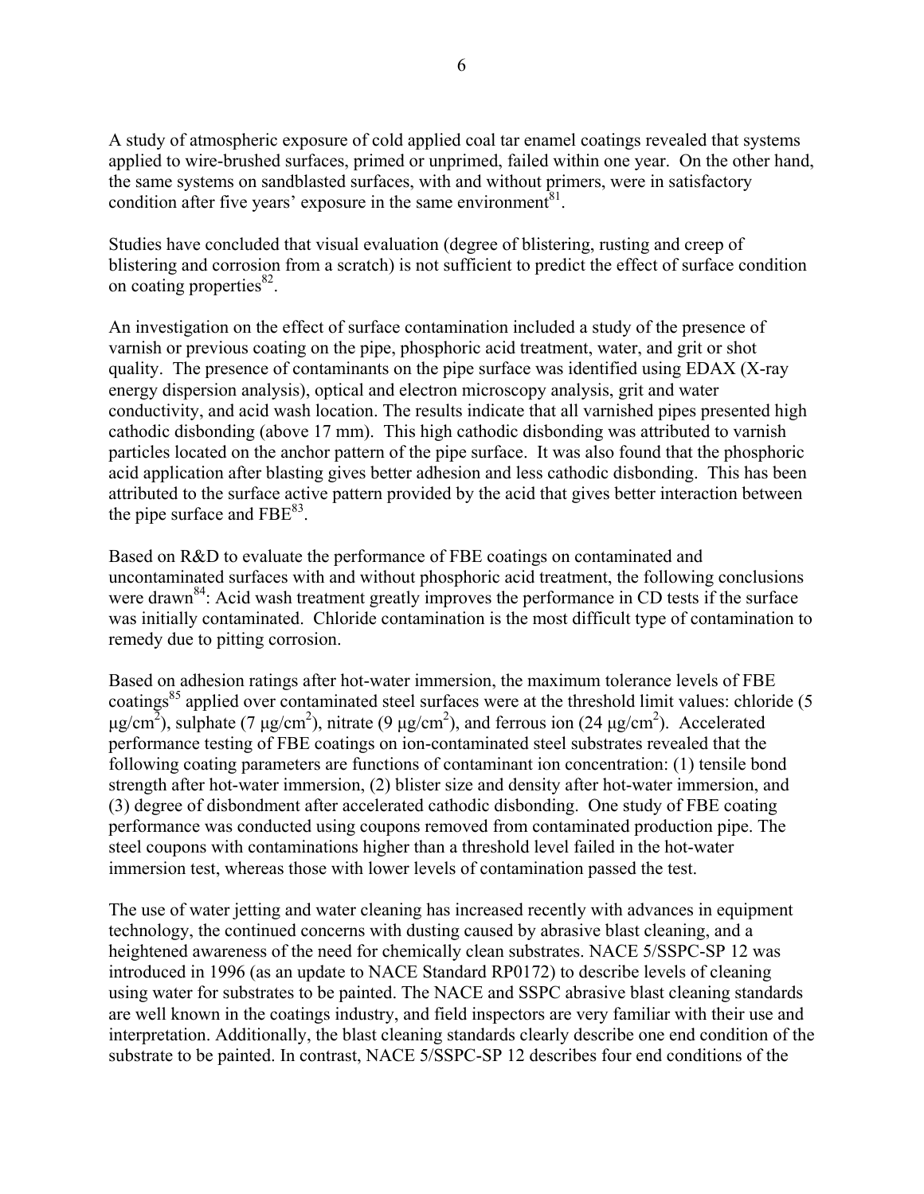A study of atmospheric exposure of cold applied coal tar enamel coatings revealed that systems applied to wire-brushed surfaces, primed or unprimed, failed within one year. On the other hand, the same systems on sandblasted surfaces, with and without primers, were in satisfactory condition after five years' exposure in the same environment[81].

Studies have concluded that visual evaluation (degree of blistering, rusting and creep of blistering and corrosion from a scratch) is not sufficient to predict the effect of surface condition on coating properties[82].

An investigation on the effect of surface contamination included a study of the presence of varnish or previous coating on the pipe, phosphoric acid treatment, water, and grit or shot quality. The presence of contaminants on the pipe surface was identified using EDAX (X-ray energy dispersion analysis), optical and electron microscopy analysis, grit and water conductivity, and acid wash location. The results indicate that all varnished pipes presented high cathodic disbonding (above 17 mm). This high cathodic disbonding was attributed to varnish particles located on the anchor pattern of the pipe surface. It was also found that the phosphoric acid application after blasting gives better adhesion and less cathodic disbonding. This has been attributed to the surface active pattern provided by the acid that gives better interaction between the pipe surface and FBE[83].

Based on R&D to evaluate the performance of FBE coatings on contaminated and uncontaminated surfaces with and without phosphoric acid treatment, the following conclusions were drawn[84]: Acid wash treatment greatly improves the performance in CD tests if the surface was initially contaminated. Chloride contamination is the most difficult type of contamination to remedy due to pitting corrosion.

Based on adhesion ratings after hot-water immersion, the maximum tolerance levels of FBE coatings[85] applied over contaminated steel surfaces were at the threshold limit values: chloride (5 $\mu g/cm^2$), sulphate (7 $\mu g/cm^2$), nitrate (9 $\mu g/cm^2$), and ferrous ion (24 $\mu g/cm^2$). Accelerated performance testing of FBE coatings on ion-contaminated steel substrates revealed that the following coating parameters are functions of contaminant ion concentration: (1) tensile bond strength after hot-water immersion, (2) blister size and density after hot-water immersion, and (3) degree of disbondment after accelerated cathodic disbonding. One study of FBE coating performance was conducted using coupons removed from contaminated production pipe. The steel coupons with contaminations higher than a threshold level failed in the hot-water immersion test, whereas those with lower levels of contamination passed the test.

The use of water jetting and water cleaning has increased recently with advances in equipment technology, the continued concerns with dusting caused by abrasive blast cleaning, and a heightened awareness of the need for chemically clean substrates. NACE 5/SSPC-SP 12 was introduced in 1996 (as an update to NACE Standard RP0172) to describe levels of cleaning using water for substrates to be painted. The NACE and SSPC abrasive blast cleaning standards are well known in the coatings industry, and field inspectors are very familiar with their use and interpretation. Additionally, the blast cleaning standards clearly describe one end condition of the substrate to be painted. In contrast, NACE 5/SSPC-SP 12 describes four end conditions of the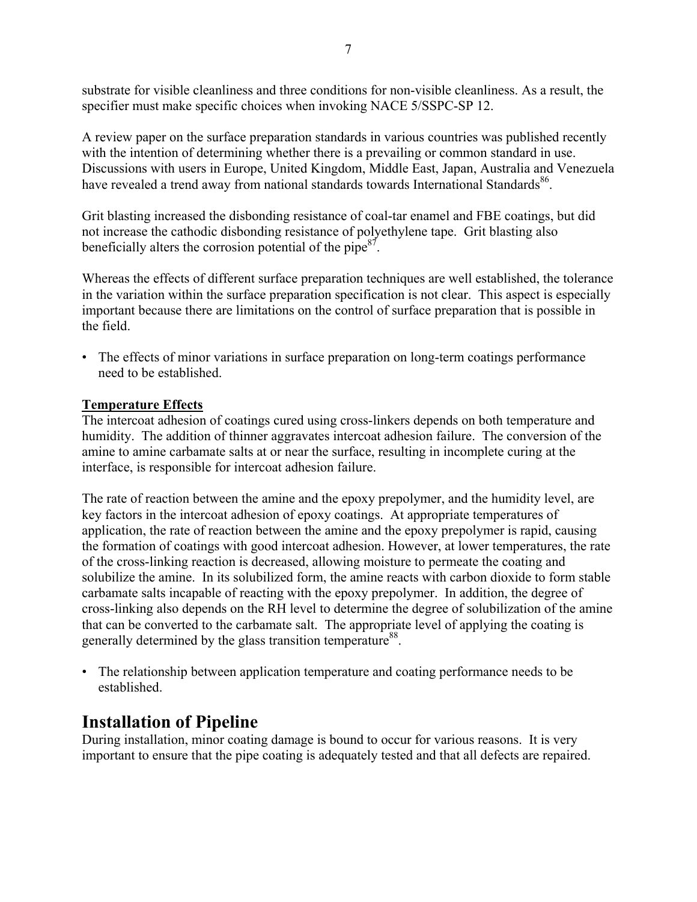substrate for visible cleanliness and three conditions for non-visible cleanliness. As a result, the specifier must make specific choices when invoking NACE 5/SSPC-SP 12.

A review paper on the surface preparation standards in various countries was published recently with the intention of determining whether there is a prevailing or common standard in use. Discussions with users in Europe, United Kingdom, Middle East, Japan, Australia and Venezuela have revealed a trend away from national standards towards International Standards[86].

Grit blasting increased the disbonding resistance of coal-tar enamel and FBE coatings, but did not increase the cathodic disbonding resistance of polyethylene tape. Grit blasting also beneficially alters the corrosion potential of the pipe[87].

Whereas the effects of different surface preparation techniques are well established, the tolerance in the variation within the surface preparation specification is not clear. This aspect is especially important because there are limitations on the control of surface preparation that is possible in the field.

- The effects of minor variations in surface preparation on long-term coatings performance need to be established.

**Temperature Effects**

The intercoat adhesion of coatings cured using cross-linkers depends on both temperature and humidity. The addition of thinner aggravates intercoat adhesion failure. The conversion of the amine to amine carbamate salts at or near the surface, resulting in incomplete curing at the interface, is responsible for intercoat adhesion failure.

The rate of reaction between the amine and the epoxy prepolymer, and the humidity level, are key factors in the intercoat adhesion of epoxy coatings. At appropriate temperatures of application, the rate of reaction between the amine and the epoxy prepolymer is rapid, causing the formation of coatings with good intercoat adhesion. However, at lower temperatures, the rate of the cross-linking reaction is decreased, allowing moisture to permeate the coating and solubilize the amine. In its solubilized form, the amine reacts with carbon dioxide to form stable carbamate salts incapable of reacting with the epoxy prepolymer. In addition, the degree of cross-linking also depends on the RH level to determine the degree of solubilization of the amine that can be converted to the carbamate salt. The appropriate level of applying the coating is generally determined by the glass transition temperature[88].

- The relationship between application temperature and coating performance needs to be established.

## Installation of Pipeline

During installation, minor coating damage is bound to occur for various reasons. It is very important to ensure that the pipe coating is adequately tested and that all defects are repaired.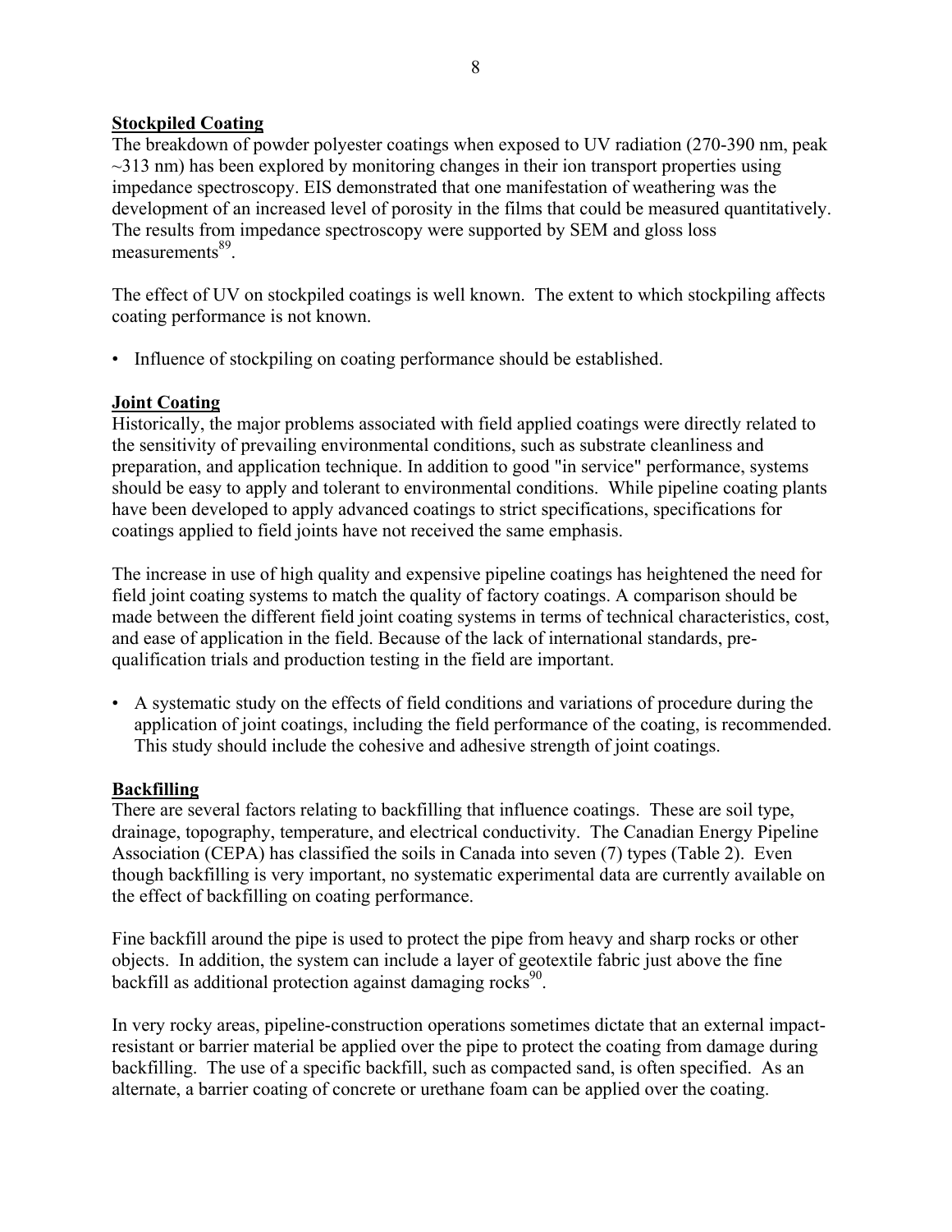## Stockpiled Coating

The breakdown of powder polyester coatings when exposed to UV radiation (270-390 nm, peak ~313 nm) has been explored by monitoring changes in their ion transport properties using impedance spectroscopy. EIS demonstrated that one manifestation of weathering was the development of an increased level of porosity in the films that could be measured quantitatively. The results from impedance spectroscopy were supported by SEM and gloss loss measurements[89].

The effect of UV on stockpiled coatings is well known. The extent to which stockpiling affects coating performance is not known.

- Influence of stockpiling on coating performance should be established.

## Joint Coating

Historically, the major problems associated with field applied coatings were directly related to the sensitivity of prevailing environmental conditions, such as substrate cleanliness and preparation, and application technique. In addition to good "in service" performance, systems should be easy to apply and tolerant to environmental conditions. While pipeline coating plants have been developed to apply advanced coatings to strict specifications, specifications for coatings applied to field joints have not received the same emphasis.

The increase in use of high quality and expensive pipeline coatings has heightened the need for field joint coating systems to match the quality of factory coatings. A comparison should be made between the different field joint coating systems in terms of technical characteristics, cost, and ease of application in the field. Because of the lack of international standards, pre-qualification trials and production testing in the field are important.

- A systematic study on the effects of field conditions and variations of procedure during the application of joint coatings, including the field performance of the coating, is recommended. This study should include the cohesive and adhesive strength of joint coatings.

## Backfilling

There are several factors relating to backfilling that influence coatings. These are soil type, drainage, topography, temperature, and electrical conductivity. The Canadian Energy Pipeline Association (CEPA) has classified the soils in Canada into seven (7) types (Table 2). Even though backfilling is very important, no systematic experimental data are currently available on the effect of backfilling on coating performance.

Fine backfill around the pipe is used to protect the pipe from heavy and sharp rocks or other objects. In addition, the system can include a layer of geotextile fabric just above the fine backfill as additional protection against damaging rocks[90].

In very rocky areas, pipeline-construction operations sometimes dictate that an external impact-resistant or barrier material be applied over the pipe to protect the coating from damage during backfilling. The use of a specific backfill, such as compacted sand, is often specified. As an alternate, a barrier coating of concrete or urethane foam can be applied over the coating.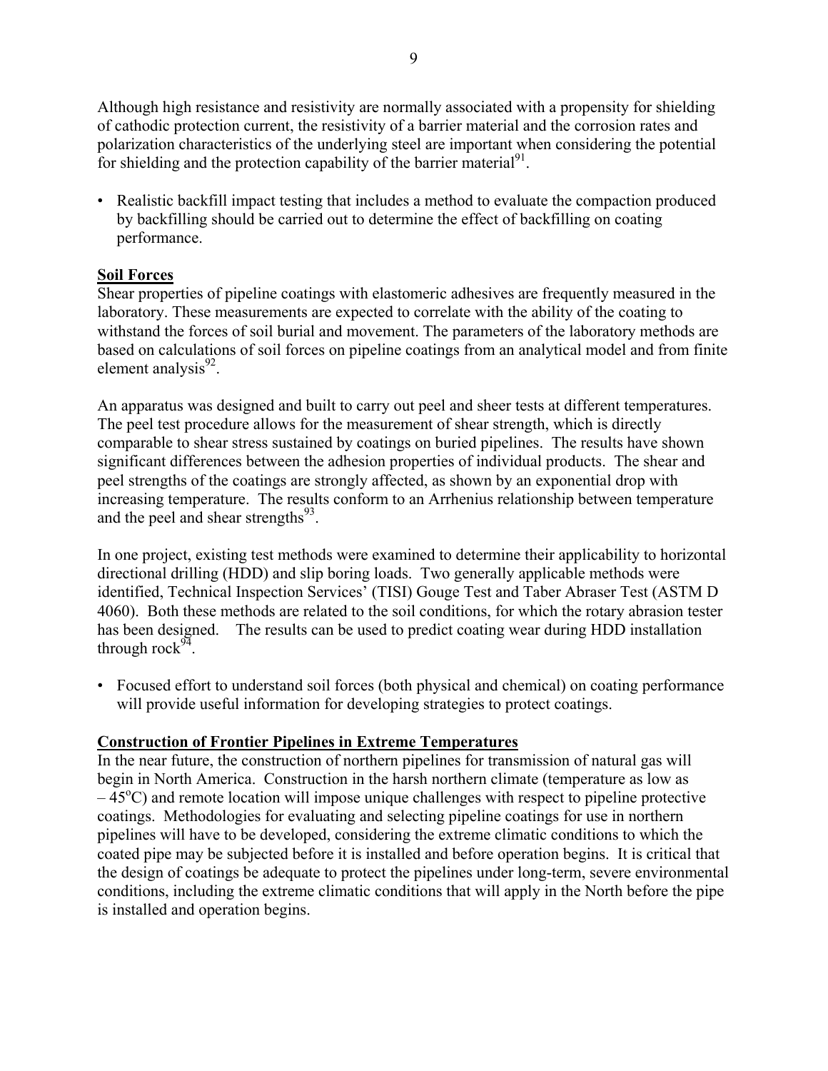Although high resistance and resistivity are normally associated with a propensity for shielding of cathodic protection current, the resistivity of a barrier material and the corrosion rates and polarization characteristics of the underlying steel are important when considering the potential for shielding and the protection capability of the barrier material[91].

- Realistic backfill impact testing that includes a method to evaluate the compaction produced by backfilling should be carried out to determine the effect of backfilling on coating performance.

**Soil Forces**

Shear properties of pipeline coatings with elastomeric adhesives are frequently measured in the laboratory. These measurements are expected to correlate with the ability of the coating to withstand the forces of soil burial and movement. The parameters of the laboratory methods are based on calculations of soil forces on pipeline coatings from an analytical model and from finite element analysis[92].

An apparatus was designed and built to carry out peel and sheer tests at different temperatures. The peel test procedure allows for the measurement of shear strength, which is directly comparable to shear stress sustained by coatings on buried pipelines. The results have shown significant differences between the adhesion properties of individual products. The shear and peel strengths of the coatings are strongly affected, as shown by an exponential drop with increasing temperature. The results conform to an Arrhenius relationship between temperature and the peel and shear strengths[93].

In one project, existing test methods were examined to determine their applicability to horizontal directional drilling (HDD) and slip boring loads. Two generally applicable methods were identified, Technical Inspection Services' (TISI) Gouge Test and Taber Abraser Test (ASTM D 4060). Both these methods are related to the soil conditions, for which the rotary abrasion tester has been designed. The results can be used to predict coating wear during HDD installation through rock[94].

- Focused effort to understand soil forces (both physical and chemical) on coating performance will provide useful information for developing strategies to protect coatings.

**Construction of Frontier Pipelines in Extreme Temperatures**

In the near future, the construction of northern pipelines for transmission of natural gas will begin in North America. Construction in the harsh northern climate (temperature as low as $-45^{o}C$) and remote location will impose unique challenges with respect to pipeline protective coatings. Methodologies for evaluating and selecting pipeline coatings for use in northern pipelines will have to be developed, considering the extreme climatic conditions to which the coated pipe may be subjected before it is installed and before operation begins. It is critical that the design of coatings be adequate to protect the pipelines under long-term, severe environmental conditions, including the extreme climatic conditions that will apply in the North before the pipe is installed and operation begins.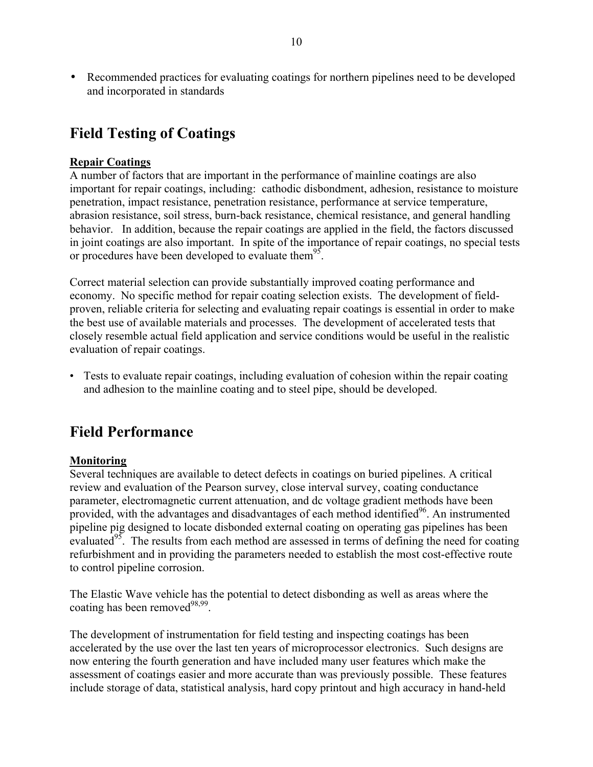- Recommended practices for evaluating coatings for northern pipelines need to be developed and incorporated in standards

## Field Testing of Coatings

**Repair Coatings**

A number of factors that are important in the performance of mainline coatings are also important for repair coatings, including: cathodic disbondment, adhesion, resistance to moisture penetration, impact resistance, penetration resistance, performance at service temperature, abrasion resistance, soil stress, burn-back resistance, chemical resistance, and general handling behavior. In addition, because the repair coatings are applied in the field, the factors discussed in joint coatings are also important. In spite of the importance of repair coatings, no special tests or procedures have been developed to evaluate them[95].

Correct material selection can provide substantially improved coating performance and economy. No specific method for repair coating selection exists. The development of field-proven, reliable criteria for selecting and evaluating repair coatings is essential in order to make the best use of available materials and processes. The development of accelerated tests that closely resemble actual field application and service conditions would be useful in the realistic evaluation of repair coatings.

- Tests to evaluate repair coatings, including evaluation of cohesion within the repair coating and adhesion to the mainline coating and to steel pipe, should be developed.

## Field Performance

**Monitoring**

Several techniques are available to detect defects in coatings on buried pipelines. A critical review and evaluation of the Pearson survey, close interval survey, coating conductance parameter, electromagnetic current attenuation, and dc voltage gradient methods have been provided, with the advantages and disadvantages of each method identified[96]. An instrumented pipeline pig designed to locate disbonded external coating on operating gas pipelines has been evaluated[95]. The results from each method are assessed in terms of defining the need for coating refurbishment and in providing the parameters needed to establish the most cost-effective route to control pipeline corrosion.

The Elastic Wave vehicle has the potential to detect disbonding as well as areas where the coating has been removed[98,99].

The development of instrumentation for field testing and inspecting coatings has been accelerated by the use over the last ten years of microprocessor electronics. Such designs are now entering the fourth generation and have included many user features which make the assessment of coatings easier and more accurate than was previously possible. These features include storage of data, statistical analysis, hard copy printout and high accuracy in hand-held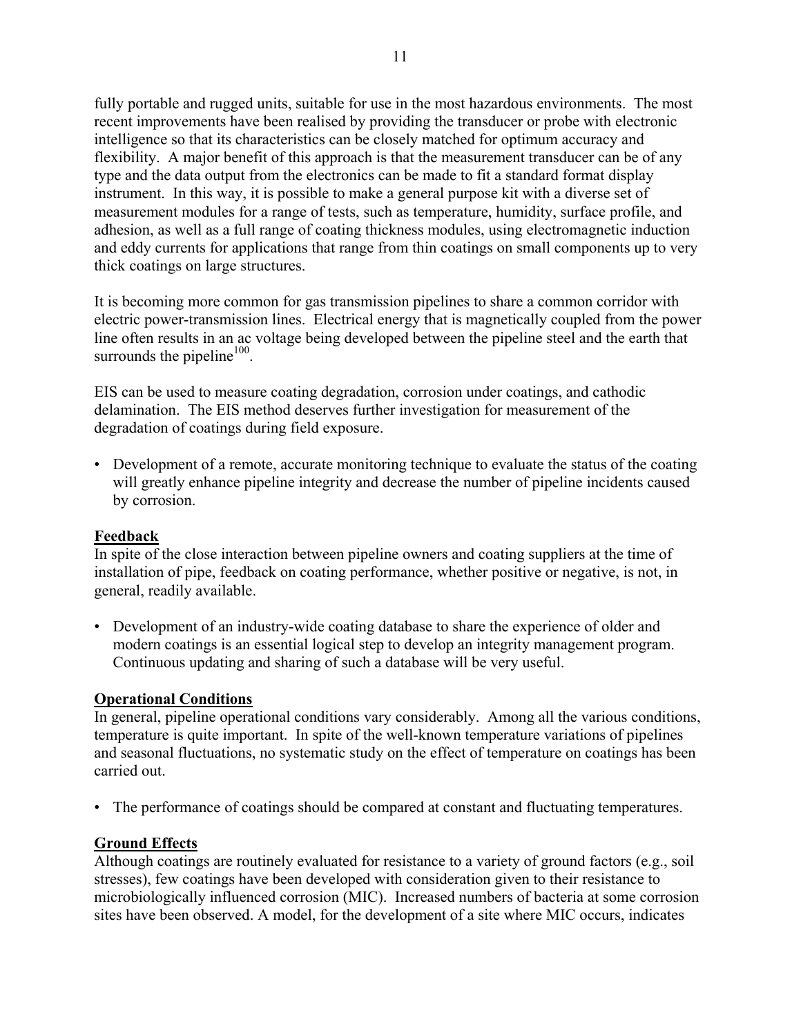fully portable and rugged units, suitable for use in the most hazardous environments. The most recent improvements have been realised by providing the transducer or probe with electronic intelligence so that its characteristics can be closely matched for optimum accuracy and flexibility. A major benefit of this approach is that the measurement transducer can be of any type and the data output from the electronics can be made to fit a standard format display instrument. In this way, it is possible to make a general purpose kit with a diverse set of measurement modules for a range of tests, such as temperature, humidity, surface profile, and adhesion, as well as a full range of coating thickness modules, using electromagnetic induction and eddy currents for applications that range from thin coatings on small components up to very thick coatings on large structures.

It is becoming more common for gas transmission pipelines to share a common corridor with electric power-transmission lines. Electrical energy that is magnetically coupled from the power line often results in an ac voltage being developed between the pipeline steel and the earth that surrounds the pipeline[100].

EIS can be used to measure coating degradation, corrosion under coatings, and cathodic delamination. The EIS method deserves further investigation for measurement of the degradation of coatings during field exposure.

- Development of a remote, accurate monitoring technique to evaluate the status of the coating will greatly enhance pipeline integrity and decrease the number of pipeline incidents caused by corrosion.

**Feedback**

In spite of the close interaction between pipeline owners and coating suppliers at the time of installation of pipe, feedback on coating performance, whether positive or negative, is not, in general, readily available.

- Development of an industry-wide coating database to share the experience of older and modern coatings is an essential logical step to develop an integrity management program. Continuous updating and sharing of such a database will be very useful.

**Operational Conditions**

In general, pipeline operational conditions vary considerably. Among all the various conditions, temperature is quite important. In spite of the well-known temperature variations of pipelines and seasonal fluctuations, no systematic study on the effect of temperature on coatings has been carried out.

- The performance of coatings should be compared at constant and fluctuating temperatures.

**Ground Effects**

Although coatings are routinely evaluated for resistance to a variety of ground factors (e.g., soil stresses), few coatings have been developed with consideration given to their resistance to microbiologically influenced corrosion (MIC). Increased numbers of bacteria at some corrosion sites have been observed. A model, for the development of a site where MIC occurs, indicates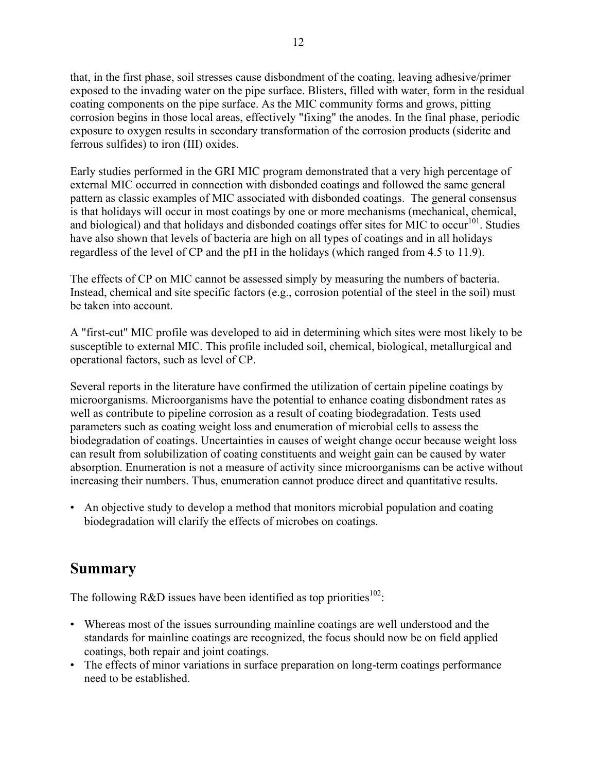that, in the first phase, soil stresses cause disbondment of the coating, leaving adhesive/primer exposed to the invading water on the pipe surface. Blisters, filled with water, form in the residual coating components on the pipe surface. As the MIC community forms and grows, pitting corrosion begins in those local areas, effectively "fixing" the anodes. In the final phase, periodic exposure to oxygen results in secondary transformation of the corrosion products (siderite and ferrous sulfides) to iron (III) oxides.

Early studies performed in the GRI MIC program demonstrated that a very high percentage of external MIC occurred in connection with disbonded coatings and followed the same general pattern as classic examples of MIC associated with disbonded coatings. The general consensus is that holidays will occur in most coatings by one or more mechanisms (mechanical, chemical, and biological) and that holidays and disbonded coatings offer sites for MIC to occur[101]. Studies have also shown that levels of bacteria are high on all types of coatings and in all holidays regardless of the level of CP and the pH in the holidays (which ranged from 4.5 to 11.9).

The effects of CP on MIC cannot be assessed simply by measuring the numbers of bacteria. Instead, chemical and site specific factors (e.g., corrosion potential of the steel in the soil) must be taken into account.

A "first-cut" MIC profile was developed to aid in determining which sites were most likely to be susceptible to external MIC. This profile included soil, chemical, biological, metallurgical and operational factors, such as level of CP.

Several reports in the literature have confirmed the utilization of certain pipeline coatings by microorganisms. Microorganisms have the potential to enhance coating disbondment rates as well as contribute to pipeline corrosion as a result of coating biodegradation. Tests used parameters such as coating weight loss and enumeration of microbial cells to assess the biodegradation of coatings. Uncertainties in causes of weight change occur because weight loss can result from solubilization of coating constituents and weight gain can be caused by water absorption. Enumeration is not a measure of activity since microorganisms can be active without increasing their numbers. Thus, enumeration cannot produce direct and quantitative results.

- An objective study to develop a method that monitors microbial population and coating biodegradation will clarify the effects of microbes on coatings.

## Summary

The following R&D issues have been identified as top priorities[102]:

- Whereas most of the issues surrounding mainline coatings are well understood and the standards for mainline coatings are recognized, the focus should now be on field applied coatings, both repair and joint coatings.
- The effects of minor variations in surface preparation on long-term coatings performance need to be established.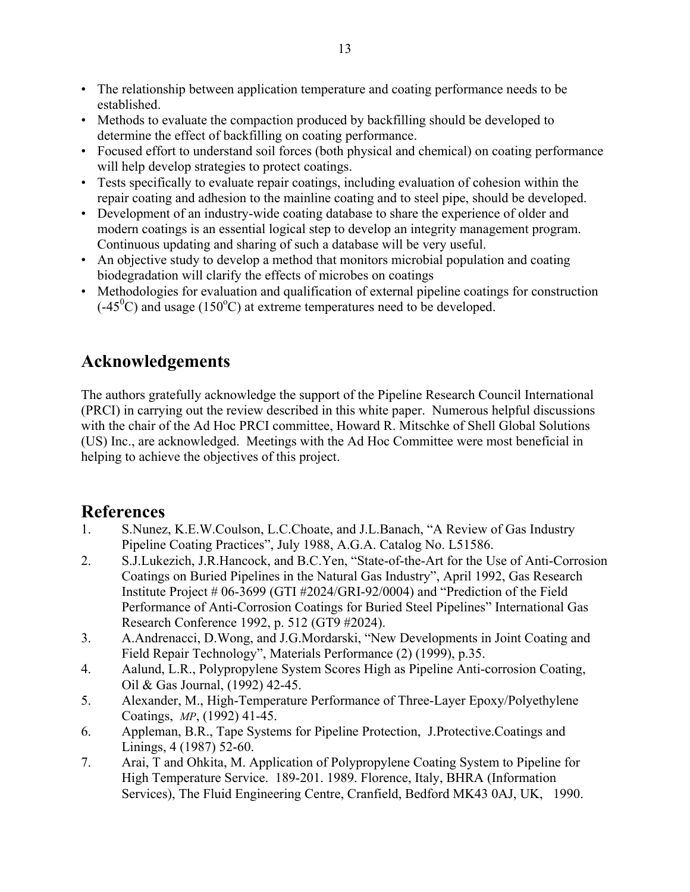- The relationship between application temperature and coating performance needs to be established.
- Methods to evaluate the compaction produced by backfilling should be developed to determine the effect of backfilling on coating performance.
- Focused effort to understand soil forces (both physical and chemical) on coating performance will help develop strategies to protect coatings.
- Tests specifically to evaluate repair coatings, including evaluation of cohesion within the repair coating and adhesion to the mainline coating and to steel pipe, should be developed.
- Development of an industry-wide coating database to share the experience of older and modern coatings is an essential logical step to develop an integrity management program. Continuous updating and sharing of such a database will be very useful.
- An objective study to develop a method that monitors microbial population and coating biodegradation will clarify the effects of microbes on coatings
- Methodologies for evaluation and qualification of external pipeline coatings for construction ($-45^0$C) and usage ($150^o$C) at extreme temperatures need to be developed.

## Acknowledgements

The authors gratefully acknowledge the support of the Pipeline Research Council International (PRCI) in carrying out the review described in this white paper. Numerous helpful discussions with the chair of the Ad Hoc PRCI committee, Howard R. Mitschke of Shell Global Solutions (US) Inc., are acknowledged. Meetings with the Ad Hoc Committee were most beneficial in helping to achieve the objectives of this project.

## References

1. S.Nunez, K.E.W.Coulson, L.C.Choate, and J.L.Banach, "A Review of Gas Industry Pipeline Coating Practices", July 1988, A.G.A. Catalog No. L51586.
2. S.J.Lukezich, J.R.Hancock, and B.C.Yen, "State-of-the-Art for the Use of Anti-Corrosion Coatings on Buried Pipelines in the Natural Gas Industry", April 1992, Gas Research Institute Project # 06-3699 (GTI #2024/GRI-92/0004) and "Prediction of the Field Performance of Anti-Corrosion Coatings for Buried Steel Pipelines" International Gas Research Conference 1992, p. 512 (GT9 #2024).
3. A.Andrenacci, D.Wong, and J.G.Mordarski, "New Developments in Joint Coating and Field Repair Technology", Materials Performance (2) (1999), p.35.
4. Aalund, L.R., Polypropylene System Scores High as Pipeline Anti-corrosion Coating, Oil & Gas Journal, (1992) 42-45.
5. Alexander, M., High-Temperature Performance of Three-Layer Epoxy/Polyethylene Coatings, *MP*, (1992) 41-45.
6. Appleman, B.R., Tape Systems for Pipeline Protection, J.Protective.Coatings and Linings, 4 (1987) 52-60.
7. Arai, T and Ohkita, M. Application of Polypropylene Coating System to Pipeline for High Temperature Service. 189-201. 1989. Florence, Italy, BHRA (Information Services), The Fluid Engineering Centre, Cranfield, Bedford MK43 0AJ, UK, 1990.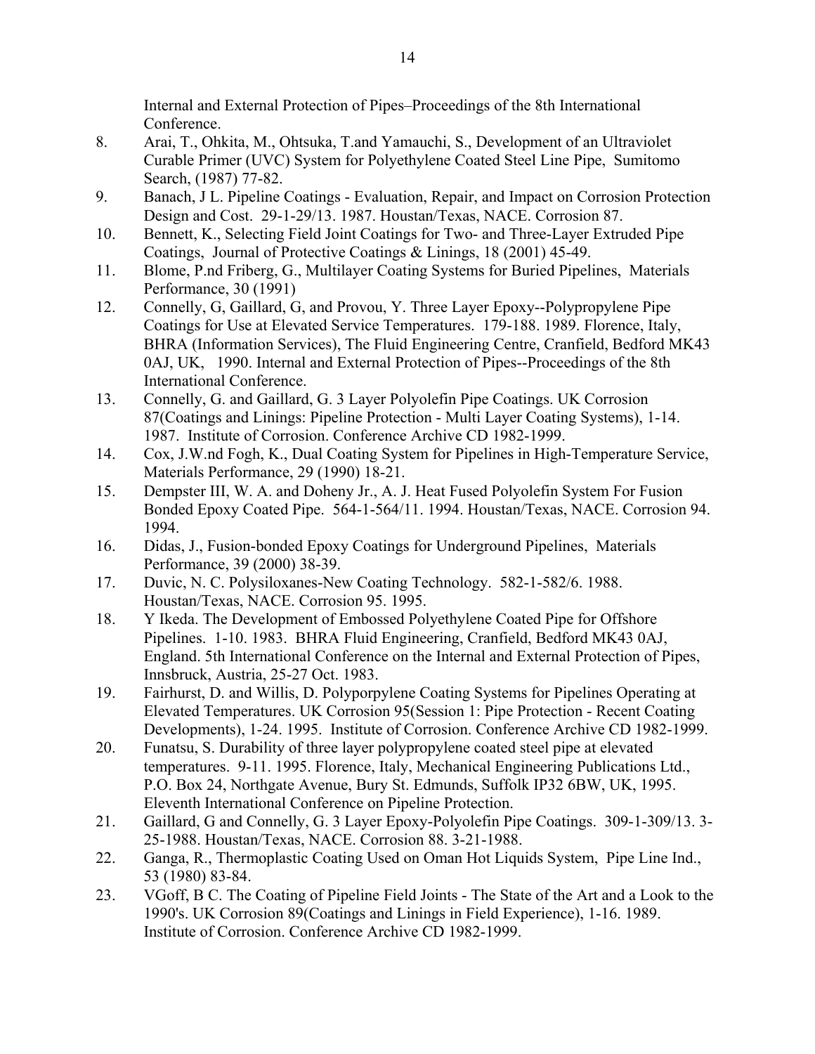Internal and External Protection of Pipes–Proceedings of the 8th International Conference.

8. Arai, T., Ohkita, M., Ohtsuka, T.and Yamauchi, S., Development of an Ultraviolet Curable Primer (UVC) System for Polyethylene Coated Steel Line Pipe, Sumitomo Search, (1987) 77-82.
9. Banach, J L. Pipeline Coatings - Evaluation, Repair, and Impact on Corrosion Protection Design and Cost. 29-1-29/13. 1987. Houstan/Texas, NACE. Corrosion 87.
10. Bennett, K., Selecting Field Joint Coatings for Two- and Three-Layer Extruded Pipe Coatings, Journal of Protective Coatings & Linings, 18 (2001) 45-49.
11. Blome, P.nd Friberg, G., Multilayer Coating Systems for Buried Pipelines, Materials Performance, 30 (1991)
12. Connelly, G, Gaillard, G, and Provou, Y. Three Layer Epoxy--Polypropylene Pipe Coatings for Use at Elevated Service Temperatures. 179-188. 1989. Florence, Italy, BHRA (Information Services), The Fluid Engineering Centre, Cranfield, Bedford MK43 0AJ, UK, 1990. Internal and External Protection of Pipes--Proceedings of the 8th International Conference.
13. Connelly, G. and Gaillard, G. 3 Layer Polyolefin Pipe Coatings. UK Corrosion 87(Coatings and Linings: Pipeline Protection - Multi Layer Coating Systems), 1-14. 1987. Institute of Corrosion. Conference Archive CD 1982-1999.
14. Cox, J.W.nd Fogh, K., Dual Coating System for Pipelines in High-Temperature Service, Materials Performance, 29 (1990) 18-21.
15. Dempster III, W. A. and Doheny Jr., A. J. Heat Fused Polyolefin System For Fusion Bonded Epoxy Coated Pipe. 564-1-564/11. 1994. Houstan/Texas, NACE. Corrosion 94. 1994.
16. Didas, J., Fusion-bonded Epoxy Coatings for Underground Pipelines, Materials Performance, 39 (2000) 38-39.
17. Duvic, N. C. Polysiloxanes-New Coating Technology. 582-1-582/6. 1988. Houstan/Texas, NACE. Corrosion 95. 1995.
18. Y Ikeda. The Development of Embossed Polyethylene Coated Pipe for Offshore Pipelines. 1-10. 1983. BHRA Fluid Engineering, Cranfield, Bedford MK43 0AJ, England. 5th International Conference on the Internal and External Protection of Pipes, Innsbruck, Austria, 25-27 Oct. 1983.
19. Fairhurst, D. and Willis, D. Polyporpylene Coating Systems for Pipelines Operating at Elevated Temperatures. UK Corrosion 95(Session 1: Pipe Protection - Recent Coating Developments), 1-24. 1995. Institute of Corrosion. Conference Archive CD 1982-1999.
20. Funatsu, S. Durability of three layer polypropylene coated steel pipe at elevated temperatures. 9-11. 1995. Florence, Italy, Mechanical Engineering Publications Ltd., P.O. Box 24, Northgate Avenue, Bury St. Edmunds, Suffolk IP32 6BW, UK, 1995. Eleventh International Conference on Pipeline Protection.
21. Gaillard, G and Connelly, G. 3 Layer Epoxy-Polyolefin Pipe Coatings. 309-1-309/13. 3-25-1988. Houstan/Texas, NACE. Corrosion 88. 3-21-1988.
22. Ganga, R., Thermoplastic Coating Used on Oman Hot Liquids System, Pipe Line Ind., 53 (1980) 83-84.
23. VGoff, B C. The Coating of Pipeline Field Joints - The State of the Art and a Look to the 1990's. UK Corrosion 89(Coatings and Linings in Field Experience), 1-16. 1989. Institute of Corrosion. Conference Archive CD 1982-1999.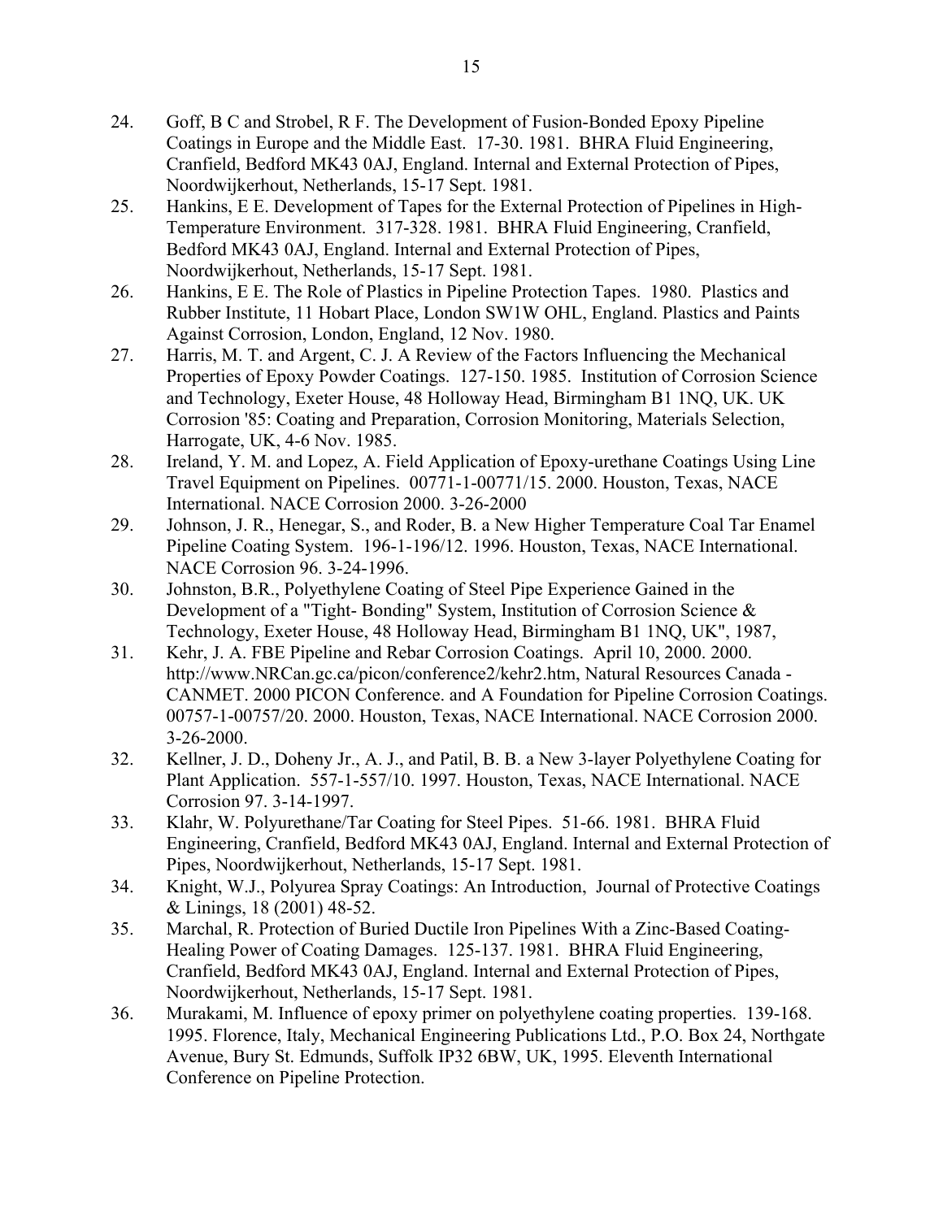24. Goff, B C and Strobel, R F. The Development of Fusion-Bonded Epoxy Pipeline Coatings in Europe and the Middle East. 17-30. 1981. BHRA Fluid Engineering, Cranfield, Bedford MK43 0AJ, England. Internal and External Protection of Pipes, Noordwijkerhout, Netherlands, 15-17 Sept. 1981.
25. Hankins, E E. Development of Tapes for the External Protection of Pipelines in High-Temperature Environment. 317-328. 1981. BHRA Fluid Engineering, Cranfield, Bedford MK43 0AJ, England. Internal and External Protection of Pipes, Noordwijkerhout, Netherlands, 15-17 Sept. 1981.
26. Hankins, E E. The Role of Plastics in Pipeline Protection Tapes. 1980. Plastics and Rubber Institute, 11 Hobart Place, London SW1W OHL, England. Plastics and Paints Against Corrosion, London, England, 12 Nov. 1980.
27. Harris, M. T. and Argent, C. J. A Review of the Factors Influencing the Mechanical Properties of Epoxy Powder Coatings. 127-150. 1985. Institution of Corrosion Science and Technology, Exeter House, 48 Holloway Head, Birmingham B1 1NQ, UK. UK Corrosion '85: Coating and Preparation, Corrosion Monitoring, Materials Selection, Harrogate, UK, 4-6 Nov. 1985.
28. Ireland, Y. M. and Lopez, A. Field Application of Epoxy-urethane Coatings Using Line Travel Equipment on Pipelines. 00771-1-00771/15. 2000. Houston, Texas, NACE International. NACE Corrosion 2000. 3-26-2000
29. Johnson, J. R., Henegar, S., and Roder, B. a New Higher Temperature Coal Tar Enamel Pipeline Coating System. 196-1-196/12. 1996. Houston, Texas, NACE International. NACE Corrosion 96. 3-24-1996.
30. Johnston, B.R., Polyethylene Coating of Steel Pipe Experience Gained in the Development of a "Tight- Bonding" System, Institution of Corrosion Science & Technology, Exeter House, 48 Holloway Head, Birmingham B1 1NQ, UK", 1987,
31. Kehr, J. A. FBE Pipeline and Rebar Corrosion Coatings. April 10, 2000. 2000. http://www.NRCan.gc.ca/picon/conference2/kehr2.htm, Natural Resources Canada - CANMET. 2000 PICON Conference. and A Foundation for Pipeline Corrosion Coatings. 00757-1-00757/20. 2000. Houston, Texas, NACE International. NACE Corrosion 2000. 3-26-2000.
32. Kellner, J. D., Doheny Jr., A. J., and Patil, B. B. a New 3-layer Polyethylene Coating for Plant Application. 557-1-557/10. 1997. Houston, Texas, NACE International. NACE Corrosion 97. 3-14-1997.
33. Klahr, W. Polyurethane/Tar Coating for Steel Pipes. 51-66. 1981. BHRA Fluid Engineering, Cranfield, Bedford MK43 0AJ, England. Internal and External Protection of Pipes, Noordwijkerhout, Netherlands, 15-17 Sept. 1981.
34. Knight, W.J., Polyurea Spray Coatings: An Introduction, Journal of Protective Coatings & Linings, 18 (2001) 48-52.
35. Marchal, R. Protection of Buried Ductile Iron Pipelines With a Zinc-Based Coating-Healing Power of Coating Damages. 125-137. 1981. BHRA Fluid Engineering, Cranfield, Bedford MK43 0AJ, England. Internal and External Protection of Pipes, Noordwijkerhout, Netherlands, 15-17 Sept. 1981.
36. Murakami, M. Influence of epoxy primer on polyethylene coating properties. 139-168. 1995. Florence, Italy, Mechanical Engineering Publications Ltd., P.O. Box 24, Northgate Avenue, Bury St. Edmunds, Suffolk IP32 6BW, UK, 1995. Eleventh International Conference on Pipeline Protection.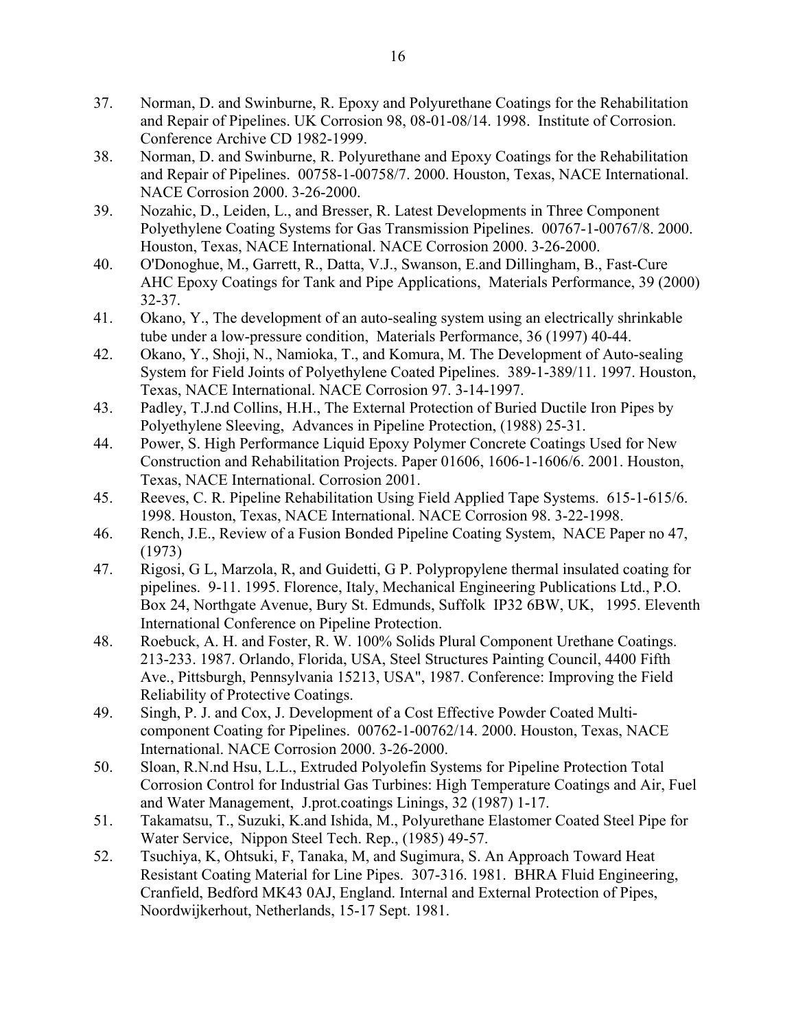37. Norman, D. and Swinburne, R. Epoxy and Polyurethane Coatings for the Rehabilitation and Repair of Pipelines. UK Corrosion 98, 08-01-08/14. 1998. Institute of Corrosion. Conference Archive CD 1982-1999.
38. Norman, D. and Swinburne, R. Polyurethane and Epoxy Coatings for the Rehabilitation and Repair of Pipelines. 00758-1-00758/7. 2000. Houston, Texas, NACE International. NACE Corrosion 2000. 3-26-2000.
39. Nozahic, D., Leiden, L., and Bresser, R. Latest Developments in Three Component Polyethylene Coating Systems for Gas Transmission Pipelines. 00767-1-00767/8. 2000. Houston, Texas, NACE International. NACE Corrosion 2000. 3-26-2000.
40. O'Donoghue, M., Garrett, R., Datta, V.J., Swanson, E.and Dillingham, B., Fast-Cure AHC Epoxy Coatings for Tank and Pipe Applications, Materials Performance, 39 (2000) 32-37.
41. Okano, Y., The development of an auto-sealing system using an electrically shrinkable tube under a low-pressure condition, Materials Performance, 36 (1997) 40-44.
42. Okano, Y., Shoji, N., Namioka, T., and Komura, M. The Development of Auto-sealing System for Field Joints of Polyethylene Coated Pipelines. 389-1-389/11. 1997. Houston, Texas, NACE International. NACE Corrosion 97. 3-14-1997.
43. Padley, T.J.nd Collins, H.H., The External Protection of Buried Ductile Iron Pipes by Polyethylene Sleeving, Advances in Pipeline Protection, (1988) 25-31.
44. Power, S. High Performance Liquid Epoxy Polymer Concrete Coatings Used for New Construction and Rehabilitation Projects. Paper 01606, 1606-1-1606/6. 2001. Houston, Texas, NACE International. Corrosion 2001.
45. Reeves, C. R. Pipeline Rehabilitation Using Field Applied Tape Systems. 615-1-615/6. 1998. Houston, Texas, NACE International. NACE Corrosion 98. 3-22-1998.
46. Rench, J.E., Review of a Fusion Bonded Pipeline Coating System, NACE Paper no 47, (1973)
47. Rigosi, G L, Marzola, R, and Guidetti, G P. Polypropylene thermal insulated coating for pipelines. 9-11. 1995. Florence, Italy, Mechanical Engineering Publications Ltd., P.O. Box 24, Northgate Avenue, Bury St. Edmunds, Suffolk IP32 6BW, UK, 1995. Eleventh International Conference on Pipeline Protection.
48. Roebuck, A. H. and Foster, R. W. 100% Solids Plural Component Urethane Coatings. 213-233. 1987. Orlando, Florida, USA, Steel Structures Painting Council, 4400 Fifth Ave., Pittsburgh, Pennsylvania 15213, USA", 1987. Conference: Improving the Field Reliability of Protective Coatings.
49. Singh, P. J. and Cox, J. Development of a Cost Effective Powder Coated Multi-component Coating for Pipelines. 00762-1-00762/14. 2000. Houston, Texas, NACE International. NACE Corrosion 2000. 3-26-2000.
50. Sloan, R.N.nd Hsu, L.L., Extruded Polyolefin Systems for Pipeline Protection Total Corrosion Control for Industrial Gas Turbines: High Temperature Coatings and Air, Fuel and Water Management, J.prot.coatings Linings, 32 (1987) 1-17.
51. Takamatsu, T., Suzuki, K.and Ishida, M., Polyurethane Elastomer Coated Steel Pipe for Water Service, Nippon Steel Tech. Rep., (1985) 49-57.
52. Tsuchiya, K, Ohtsuki, F, Tanaka, M, and Sugimura, S. An Approach Toward Heat Resistant Coating Material for Line Pipes. 307-316. 1981. BHRA Fluid Engineering, Cranfield, Bedford MK43 0AJ, England. Internal and External Protection of Pipes, Noordwijkerhout, Netherlands, 15-17 Sept. 1981.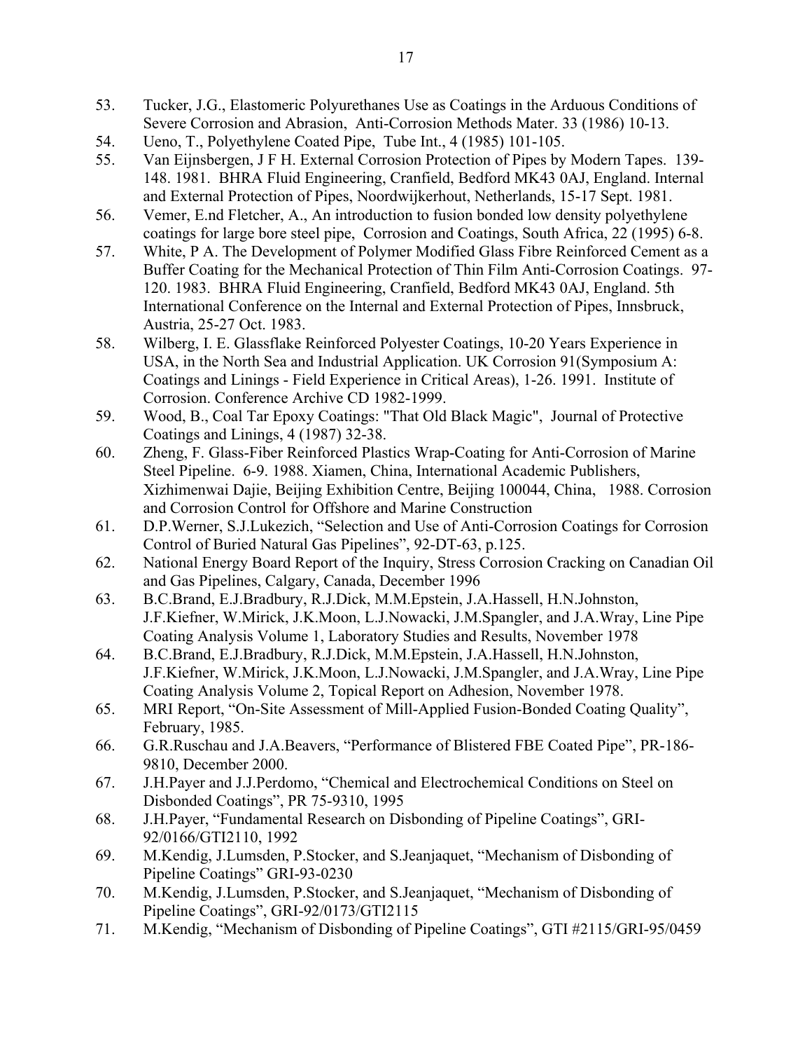53. Tucker, J.G., Elastomeric Polyurethanes Use as Coatings in the Arduous Conditions of Severe Corrosion and Abrasion, Anti-Corrosion Methods Mater. 33 (1986) 10-13.
54. Ueno, T., Polyethylene Coated Pipe, Tube Int., 4 (1985) 101-105.
55. Van Eijnsbergen, J F H. External Corrosion Protection of Pipes by Modern Tapes. 139-148. 1981. BHRA Fluid Engineering, Cranfield, Bedford MK43 0AJ, England. Internal and External Protection of Pipes, Noordwijkerhout, Netherlands, 15-17 Sept. 1981.
56. Vemer, E.nd Fletcher, A., An introduction to fusion bonded low density polyethylene coatings for large bore steel pipe, Corrosion and Coatings, South Africa, 22 (1995) 6-8.
57. White, P A. The Development of Polymer Modified Glass Fibre Reinforced Cement as a Buffer Coating for the Mechanical Protection of Thin Film Anti-Corrosion Coatings. 97-120. 1983. BHRA Fluid Engineering, Cranfield, Bedford MK43 0AJ, England. 5th International Conference on the Internal and External Protection of Pipes, Innsbruck, Austria, 25-27 Oct. 1983.
58. Wilberg, I. E. Glassflake Reinforced Polyester Coatings, 10-20 Years Experience in USA, in the North Sea and Industrial Application. UK Corrosion 91(Symposium A: Coatings and Linings - Field Experience in Critical Areas), 1-26. 1991. Institute of Corrosion. Conference Archive CD 1982-1999.
59. Wood, B., Coal Tar Epoxy Coatings: "That Old Black Magic", Journal of Protective Coatings and Linings, 4 (1987) 32-38.
60. Zheng, F. Glass-Fiber Reinforced Plastics Wrap-Coating for Anti-Corrosion of Marine Steel Pipeline. 6-9. 1988. Xiamen, China, International Academic Publishers, Xizhimenwai Dajie, Beijing Exhibition Centre, Beijing 100044, China, 1988. Corrosion and Corrosion Control for Offshore and Marine Construction
61. D.P.Werner, S.J.Lukezich, "Selection and Use of Anti-Corrosion Coatings for Corrosion Control of Buried Natural Gas Pipelines", 92-DT-63, p.125.
62. National Energy Board Report of the Inquiry, Stress Corrosion Cracking on Canadian Oil and Gas Pipelines, Calgary, Canada, December 1996
63. B.C.Brand, E.J.Bradbury, R.J.Dick, M.M.Epstein, J.A.Hassell, H.N.Johnston, J.F.Kiefner, W.Mirick, J.K.Moon, L.J.Nowacki, J.M.Spangler, and J.A.Wray, Line Pipe Coating Analysis Volume 1, Laboratory Studies and Results, November 1978
64. B.C.Brand, E.J.Bradbury, R.J.Dick, M.M.Epstein, J.A.Hassell, H.N.Johnston, J.F.Kiefner, W.Mirick, J.K.Moon, L.J.Nowacki, J.M.Spangler, and J.A.Wray, Line Pipe Coating Analysis Volume 2, Topical Report on Adhesion, November 1978.
65. MRI Report, "On-Site Assessment of Mill-Applied Fusion-Bonded Coating Quality", February, 1985.
66. G.R.Ruschau and J.A.Beavers, "Performance of Blistered FBE Coated Pipe", PR-186-9810, December 2000.
67. J.H.Payer and J.J.Perdomo, "Chemical and Electrochemical Conditions on Steel on Disbonded Coatings", PR 75-9310, 1995
68. J.H.Payer, "Fundamental Research on Disbonding of Pipeline Coatings", GRI-92/0166/GTI2110, 1992
69. M.Kendig, J.Lumsden, P.Stocker, and S.Jeanjaquet, "Mechanism of Disbonding of Pipeline Coatings" GRI-93-0230
70. M.Kendig, J.Lumsden, P.Stocker, and S.Jeanjaquet, "Mechanism of Disbonding of Pipeline Coatings", GRI-92/0173/GTI2115
71. M.Kendig, "Mechanism of Disbonding of Pipeline Coatings", GTI #2115/GRI-95/0459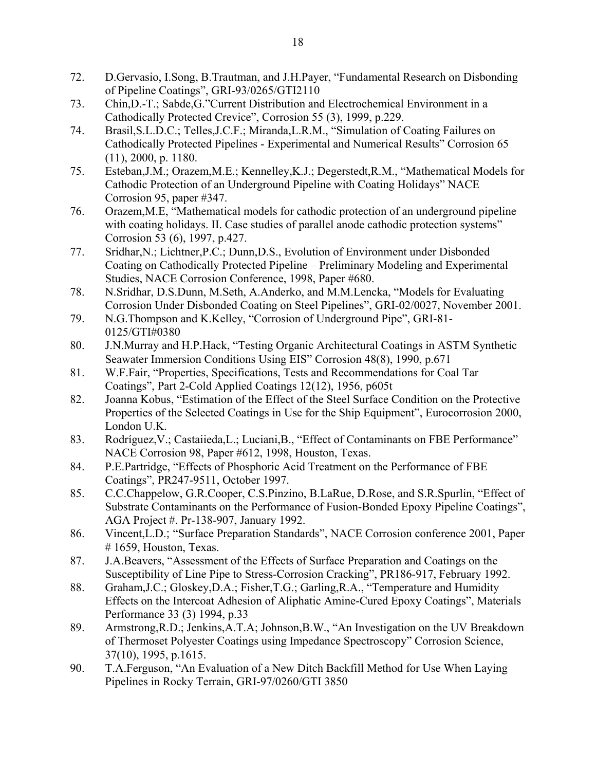72. D.Gervasio, I.Song, B.Trautman, and J.H.Payer, “Fundamental Research on Disbonding of Pipeline Coatings”, GRI-93/0265/GTI2110
73. Chin,D.-T.; Sabde,G.”Current Distribution and Electrochemical Environment in a Cathodically Protected Crevice”, Corrosion 55 (3), 1999, p.229.
74. Brasil,S.L.D.C.; Telles,J.C.F.; Miranda,L.R.M., “Simulation of Coating Failures on Cathodically Protected Pipelines - Experimental and Numerical Results” Corrosion 65 (11), 2000, p. 1180.
75. Esteban,J.M.; Orazem,M.E.; Kennelley,K.J.; Degerstedt,R.M., “Mathematical Models for Cathodic Protection of an Underground Pipeline with Coating Holidays” NACE Corrosion 95, paper #347.
76. Orazem,M.E, “Mathematical models for cathodic protection of an underground pipeline with coating holidays. II. Case studies of parallel anode cathodic protection systems” Corrosion 53 (6), 1997, p.427.
77. Sridhar,N.; Lichtner,P.C.; Dunn,D.S., Evolution of Environment under Disbonded Coating on Cathodically Protected Pipeline – Preliminary Modeling and Experimental Studies, NACE Corrosion Conference, 1998, Paper #680.
78. N.Sridhar, D.S.Dunn, M.Seth, A.Anderko, and M.M.Lencka, “Models for Evaluating Corrosion Under Disbonded Coating on Steel Pipelines”, GRI-02/0027, November 2001.
79. N.G.Thompson and K.Kelley, “Corrosion of Underground Pipe”, GRI-81-0125/GTI#0380
80. J.N.Murray and H.P.Hack, “Testing Organic Architectural Coatings in ASTM Synthetic Seawater Immersion Conditions Using EIS” Corrosion 48(8), 1990, p.671
81. W.F.Fair, “Properties, Specifications, Tests and Recommendations for Coal Tar Coatings”, Part 2-Cold Applied Coatings 12(12), 1956, p605t
82. Joanna Kobus, “Estimation of the Effect of the Steel Surface Condition on the Protective Properties of the Selected Coatings in Use for the Ship Equipment”, Eurocorrosion 2000, London U.K.
83. Rodríguez,V.; Castaiieda,L.; Luciani,B., “Effect of Contaminants on FBE Performance” NACE Corrosion 98, Paper #612, 1998, Houston, Texas.
84. P.E.Partridge, “Effects of Phosphoric Acid Treatment on the Performance of FBE Coatings”, PR247-9511, October 1997.
85. C.C.Chappelow, G.R.Cooper, C.S.Pinzino, B.LaRue, D.Rose, and S.R.Spurlin, “Effect of Substrate Contaminants on the Performance of Fusion-Bonded Epoxy Pipeline Coatings”, AGA Project #. Pr-138-907, January 1992.
86. Vincent,L.D.; “Surface Preparation Standards”, NACE Corrosion conference 2001, Paper # 1659, Houston, Texas.
87. J.A.Beavers, “Assessment of the Effects of Surface Preparation and Coatings on the Susceptibility of Line Pipe to Stress-Corrosion Cracking”, PR186-917, February 1992.
88. Graham,J.C.; Gloskey,D.A.; Fisher,T.G.; Garling,R.A., “Temperature and Humidity Effects on the Intercoat Adhesion of Aliphatic Amine-Cured Epoxy Coatings”, Materials Performance 33 (3) 1994, p.33
89. Armstrong,R.D.; Jenkins,A.T.A; Johnson,B.W., “An Investigation on the UV Breakdown of Thermoset Polyester Coatings using Impedance Spectroscopy” Corrosion Science, 37(10), 1995, p.1615.
90. T.A.Ferguson, “An Evaluation of a New Ditch Backfill Method for Use When Laying Pipelines in Rocky Terrain, GRI-97/0260/GTI 3850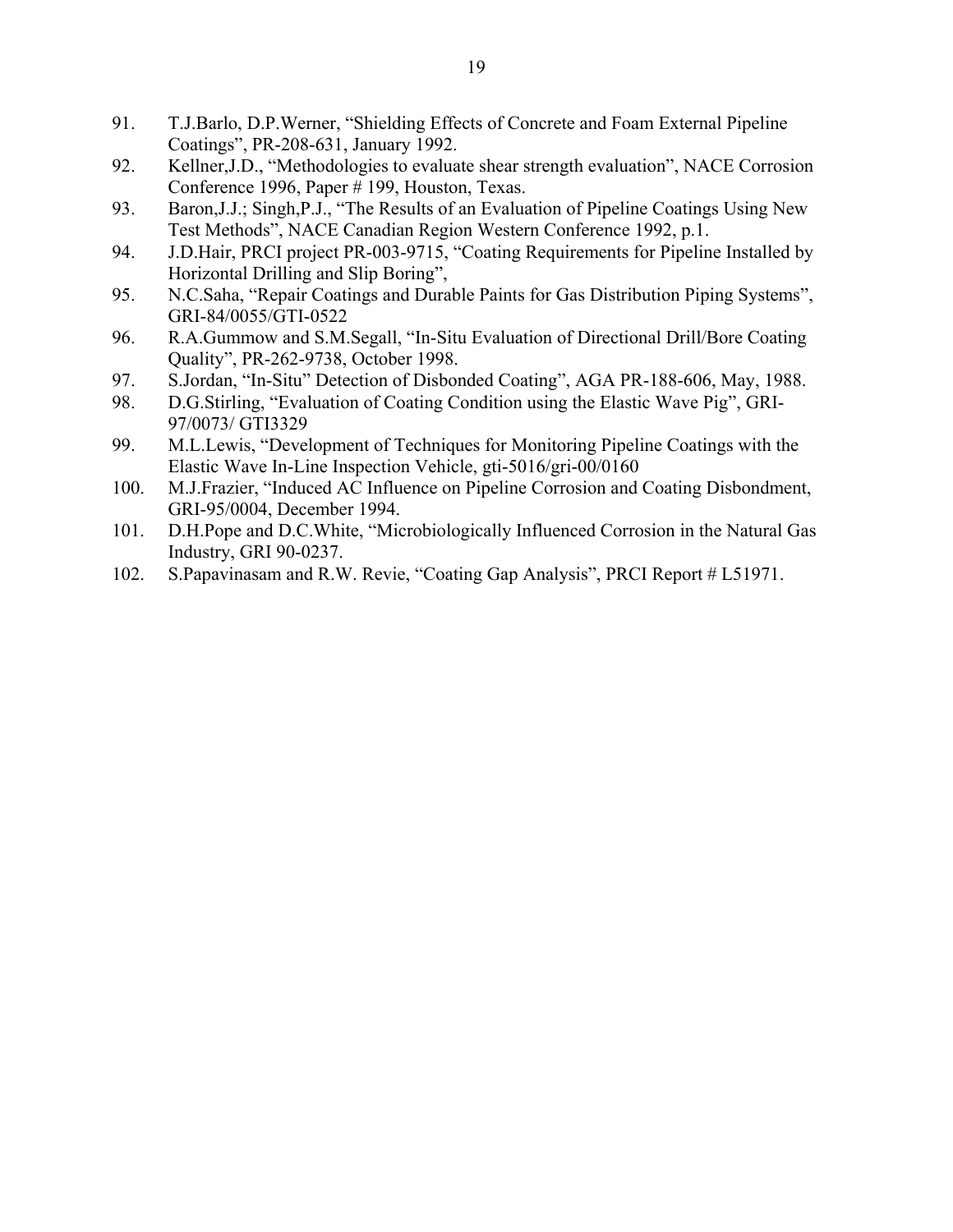91. T.J.Barlo, D.P.Werner, “Shielding Effects of Concrete and Foam External Pipeline Coatings”, PR-208-631, January 1992.
92. Kellner,J.D., “Methodologies to evaluate shear strength evaluation”, NACE Corrosion Conference 1996, Paper # 199, Houston, Texas.
93. Baron,J.J.; Singh,P.J., “The Results of an Evaluation of Pipeline Coatings Using New Test Methods”, NACE Canadian Region Western Conference 1992, p.1.
94. J.D.Hair, PRCI project PR-003-9715, “Coating Requirements for Pipeline Installed by Horizontal Drilling and Slip Boring”,
95. N.C.Saha, “Repair Coatings and Durable Paints for Gas Distribution Piping Systems”, GRI-84/0055/GTI-0522
96. R.A.Gummow and S.M.Segall, “In-Situ Evaluation of Directional Drill/Bore Coating Quality”, PR-262-9738, October 1998.
97. S.Jordan, “In-Situ” Detection of Disbonded Coating”, AGA PR-188-606, May, 1988.
98. D.G.Stirling, “Evaluation of Coating Condition using the Elastic Wave Pig”, GRI-97/0073/ GTI3329
99. M.L.Lewis, “Development of Techniques for Monitoring Pipeline Coatings with the Elastic Wave In-Line Inspection Vehicle, gti-5016/gri-00/0160
100. M.J.Frazier, “Induced AC Influence on Pipeline Corrosion and Coating Disbondment, GRI-95/0004, December 1994.
101. D.H.Pope and D.C.White, “Microbiologically Influenced Corrosion in the Natural Gas Industry, GRI 90-0237.
102. S.Papavinasam and R.W. Revie, “Coating Gap Analysis”, PRCI Report # L51971.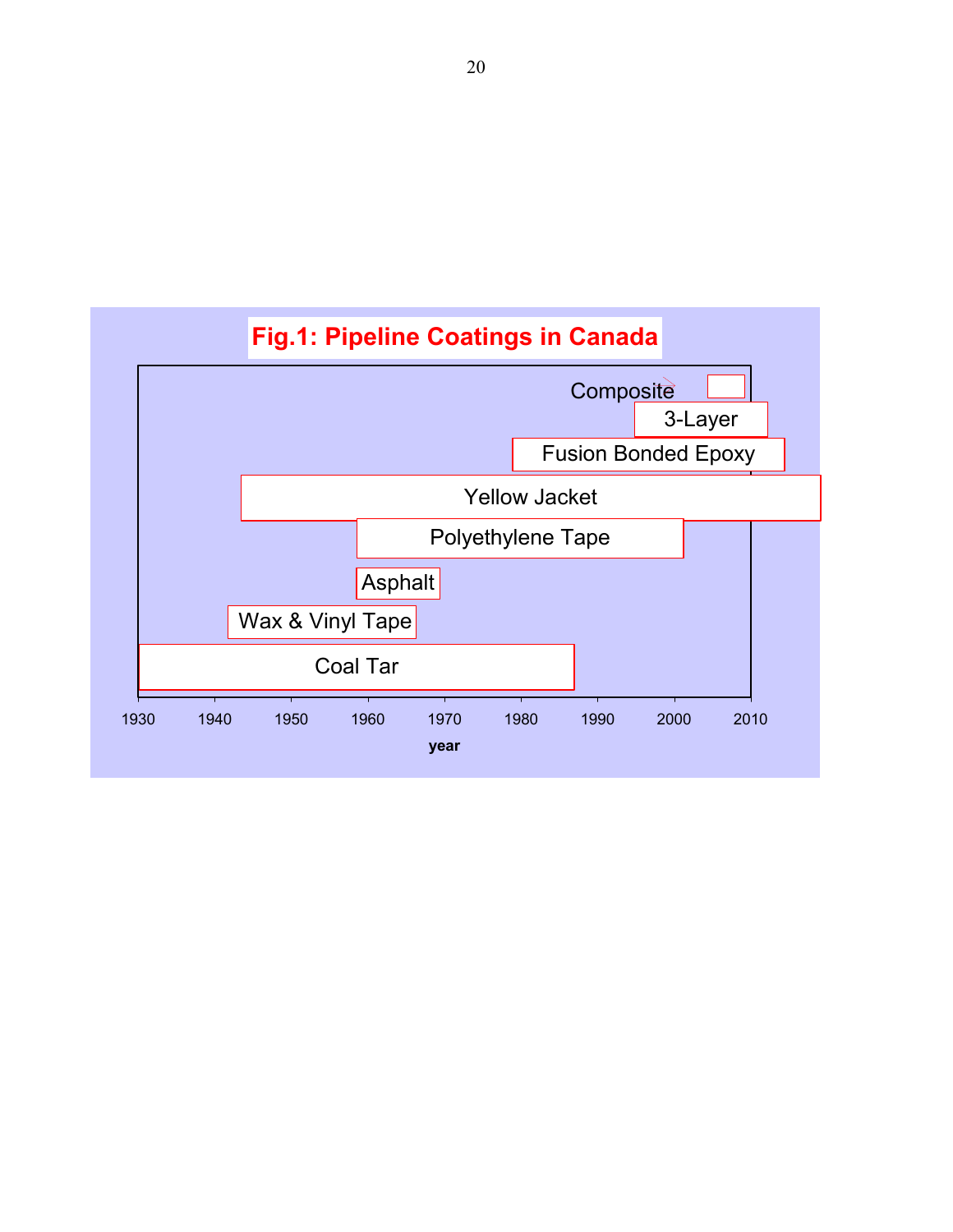**Fig.1: Pipeline Coatings in Canada**

| Coating | Approximate period (year) |
|---|---|
| Coal Tar | 1930 – ~1987 |
| Wax & Vinyl Tape | ~1942 – ~1966 |
| Asphalt | ~1959 – ~1970 |
| Polyethylene Tape | ~1959 – ~2001 |
| Yellow Jacket | ~1943 – beyond 2010 |
| Fusion Bonded Epoxy | ~1979 – beyond 2010 |
| 3-Layer | ~1995 – beyond 2010 |
| Composite | ~2004 – ~2009 |

Horizontal axis: year, with ticks at 1930, 1940, 1950, 1960, 1970, 1980, 1990, 2000, 2010.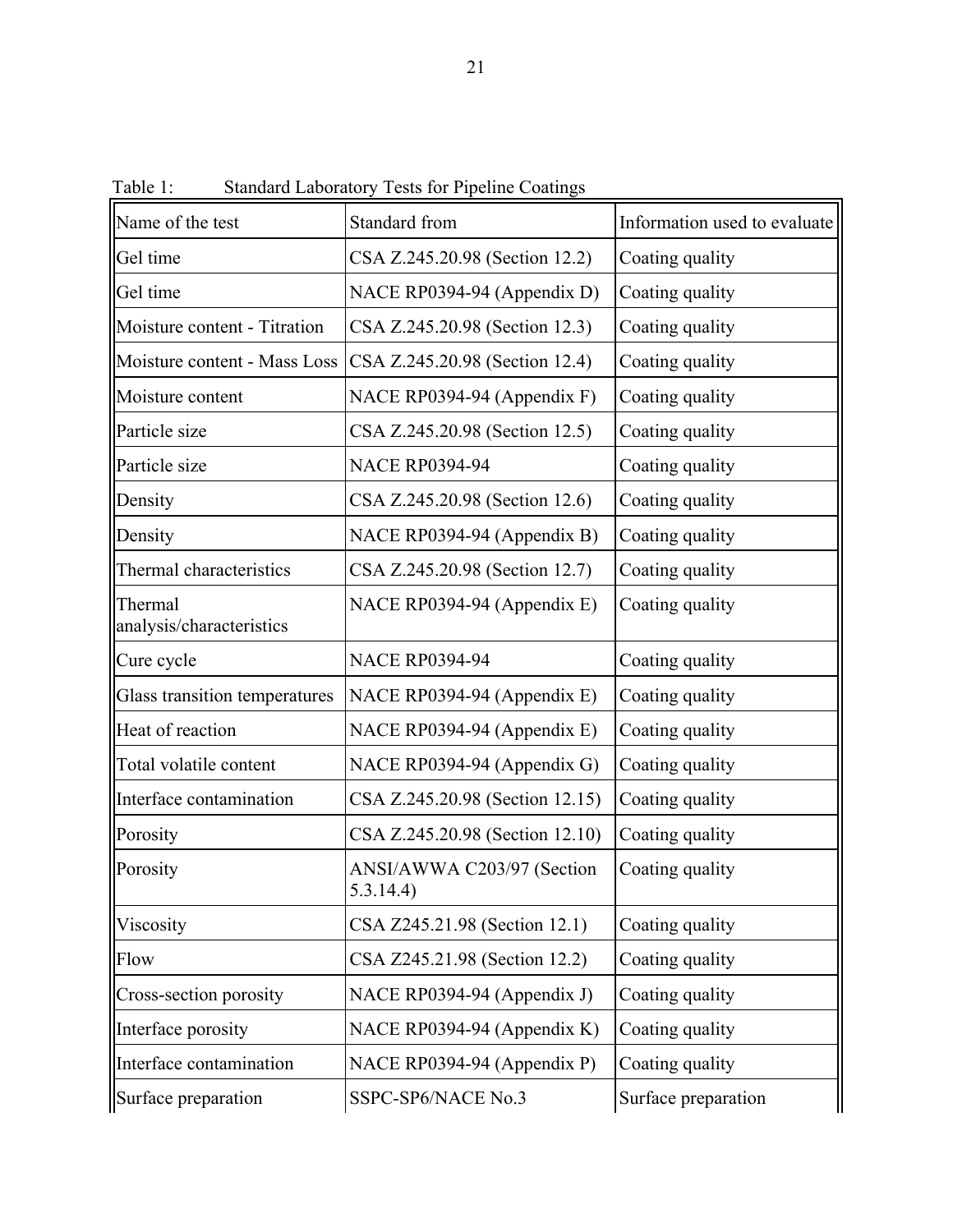Table 1: Standard Laboratory Tests for Pipeline Coatings

| Name of the test | Standard from | Information used to evaluate |
|---|---|---|
| Gel time | CSA Z.245.20.98 (Section 12.2) | Coating quality |
| Gel time | NACE RP0394-94 (Appendix D) | Coating quality |
| Moisture content - Titration | CSA Z.245.20.98 (Section 12.3) | Coating quality |
| Moisture content - Mass Loss | CSA Z.245.20.98 (Section 12.4) | Coating quality |
| Moisture content | NACE RP0394-94 (Appendix F) | Coating quality |
| Particle size | CSA Z.245.20.98 (Section 12.5) | Coating quality |
| Particle size | NACE RP0394-94 | Coating quality |
| Density | CSA Z.245.20.98 (Section 12.6) | Coating quality |
| Density | NACE RP0394-94 (Appendix B) | Coating quality |
| Thermal characteristics | CSA Z.245.20.98 (Section 12.7) | Coating quality |
| Thermal analysis/characteristics | NACE RP0394-94 (Appendix E) | Coating quality |
| Cure cycle | NACE RP0394-94 | Coating quality |
| Glass transition temperatures | NACE RP0394-94 (Appendix E) | Coating quality |
| Heat of reaction | NACE RP0394-94 (Appendix E) | Coating quality |
| Total volatile content | NACE RP0394-94 (Appendix G) | Coating quality |
| Interface contamination | CSA Z.245.20.98 (Section 12.15) | Coating quality |
| Porosity | CSA Z.245.20.98 (Section 12.10) | Coating quality |
| Porosity | ANSI/AWWA C203/97 (Section 5.3.14.4) | Coating quality |
| Viscosity | CSA Z245.21.98 (Section 12.1) | Coating quality |
| Flow | CSA Z245.21.98 (Section 12.2) | Coating quality |
| Cross-section porosity | NACE RP0394-94 (Appendix J) | Coating quality |
| Interface porosity | NACE RP0394-94 (Appendix K) | Coating quality |
| Interface contamination | NACE RP0394-94 (Appendix P) | Coating quality |
| Surface preparation | SSPC-SP6/NACE No.3 | Surface preparation |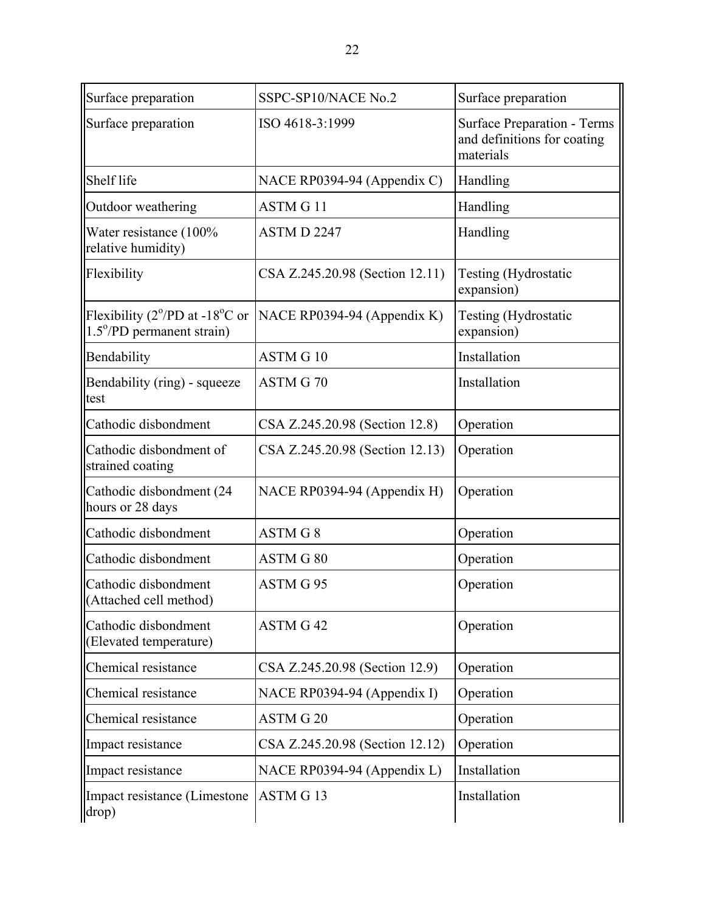| Surface preparation | SSPC-SP10/NACE No.2 | Surface preparation |
|---|---|---|
| Surface preparation | ISO 4618-3:1999 | Surface Preparation - Terms and definitions for coating materials |
| Shelf life | NACE RP0394-94 (Appendix C) | Handling |
| Outdoor weathering | ASTM G 11 | Handling |
| Water resistance (100% relative humidity) | ASTM D 2247 | Handling |
| Flexibility | CSA Z.245.20.98 (Section 12.11) | Testing (Hydrostatic expansion) |
| Flexibility ($2^{o}$/PD at -$18^{o}$C or $1.5^{o}$/PD permanent strain) | NACE RP0394-94 (Appendix K) | Testing (Hydrostatic expansion) |
| Bendability | ASTM G 10 | Installation |
| Bendability (ring) - squeeze test | ASTM G 70 | Installation |
| Cathodic disbondment | CSA Z.245.20.98 (Section 12.8) | Operation |
| Cathodic disbondment of strained coating | CSA Z.245.20.98 (Section 12.13) | Operation |
| Cathodic disbondment (24 hours or 28 days | NACE RP0394-94 (Appendix H) | Operation |
| Cathodic disbondment | ASTM G 8 | Operation |
| Cathodic disbondment | ASTM G 80 | Operation |
| Cathodic disbondment (Attached cell method) | ASTM G 95 | Operation |
| Cathodic disbondment (Elevated temperature) | ASTM G 42 | Operation |
| Chemical resistance | CSA Z.245.20.98 (Section 12.9) | Operation |
| Chemical resistance | NACE RP0394-94 (Appendix I) | Operation |
| Chemical resistance | ASTM G 20 | Operation |
| Impact resistance | CSA Z.245.20.98 (Section 12.12) | Operation |
| Impact resistance | NACE RP0394-94 (Appendix L) | Installation |
| Impact resistance (Limestone drop) | ASTM G 13 | Installation |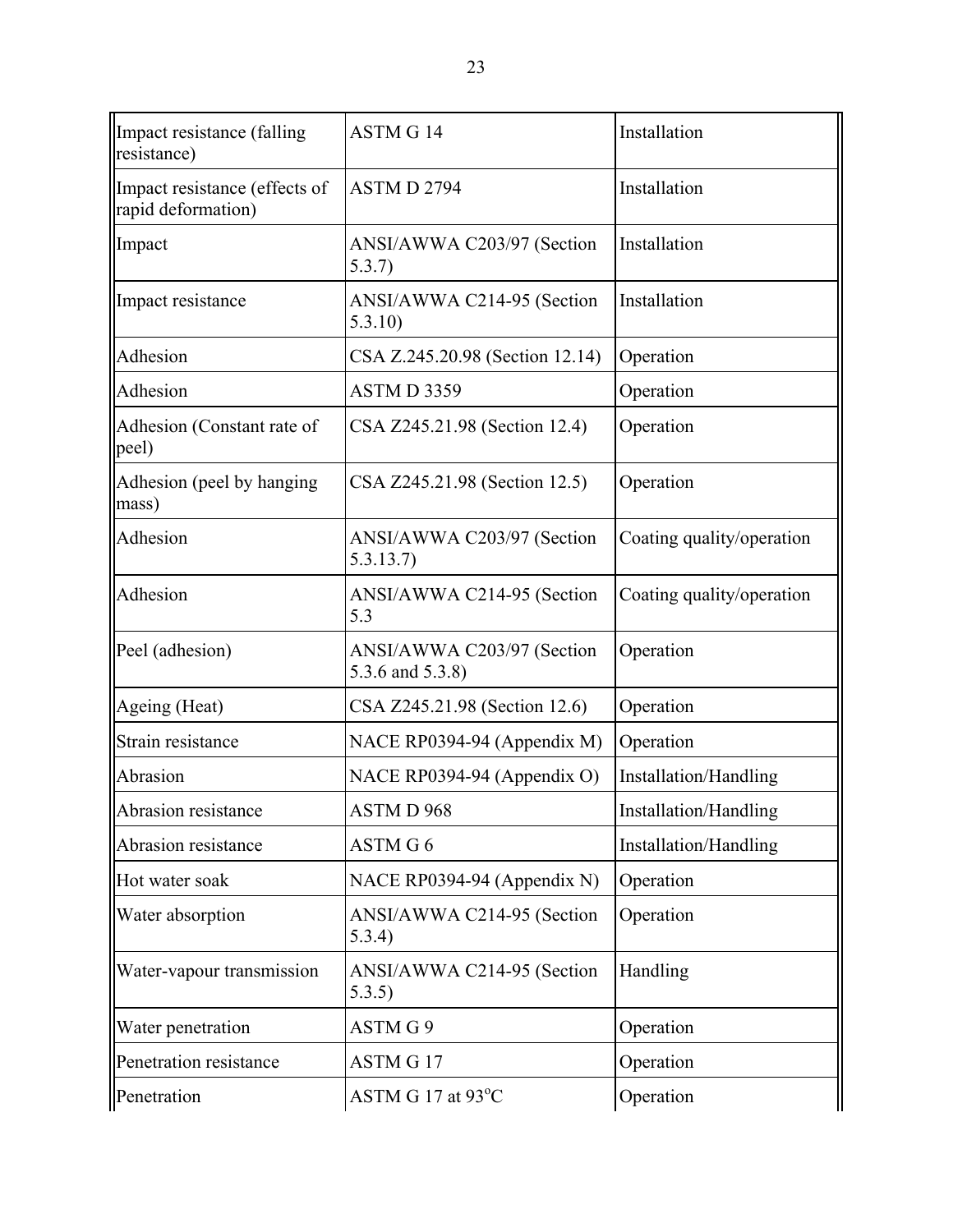| | | |
|---|---|---|
| Impact resistance (falling resistance) | ASTM G 14 | Installation |
| Impact resistance (effects of rapid deformation) | ASTM D 2794 | Installation |
| Impact | ANSI/AWWA C203/97 (Section 5.3.7) | Installation |
| Impact resistance | ANSI/AWWA C214-95 (Section 5.3.10) | Installation |
| Adhesion | CSA Z.245.20.98 (Section 12.14) | Operation |
| Adhesion | ASTM D 3359 | Operation |
| Adhesion (Constant rate of peel) | CSA Z245.21.98 (Section 12.4) | Operation |
| Adhesion (peel by hanging mass) | CSA Z245.21.98 (Section 12.5) | Operation |
| Adhesion | ANSI/AWWA C203/97 (Section 5.3.13.7) | Coating quality/operation |
| Adhesion | ANSI/AWWA C214-95 (Section 5.3 | Coating quality/operation |
| Peel (adhesion) | ANSI/AWWA C203/97 (Section 5.3.6 and 5.3.8) | Operation |
| Ageing (Heat) | CSA Z245.21.98 (Section 12.6) | Operation |
| Strain resistance | NACE RP0394-94 (Appendix M) | Operation |
| Abrasion | NACE RP0394-94 (Appendix O) | Installation/Handling |
| Abrasion resistance | ASTM D 968 | Installation/Handling |
| Abrasion resistance | ASTM G 6 | Installation/Handling |
| Hot water soak | NACE RP0394-94 (Appendix N) | Operation |
| Water absorption | ANSI/AWWA C214-95 (Section 5.3.4) | Operation |
| Water-vapour transmission | ANSI/AWWA C214-95 (Section 5.3.5) | Handling |
| Water penetration | ASTM G 9 | Operation |
| Penetration resistance | ASTM G 17 | Operation |
| Penetration | ASTM G 17 at 93°C | Operation |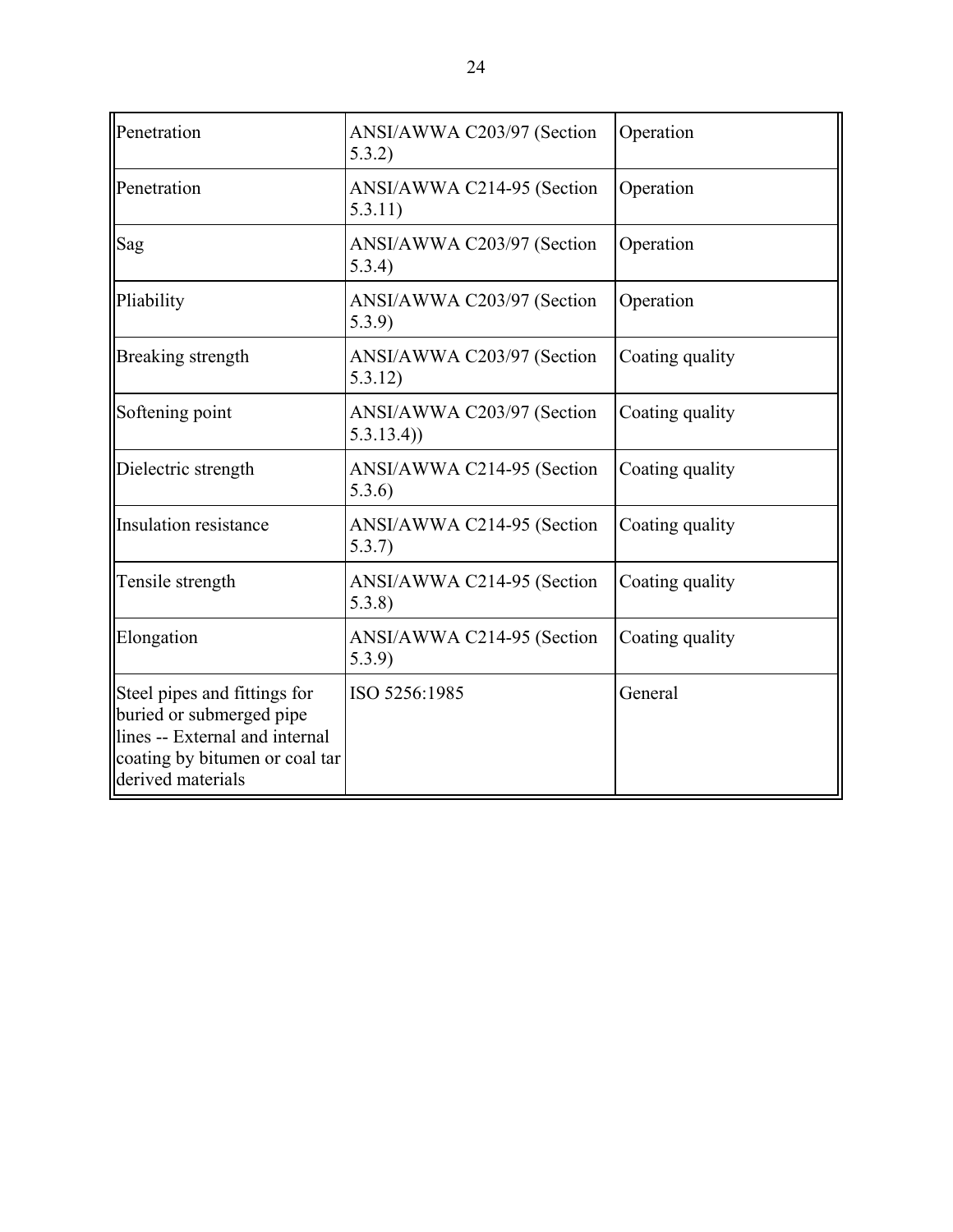| | | |
|---|---|---|
| Penetration | ANSI/AWWA C203/97 (Section 5.3.2) | Operation |
| Penetration | ANSI/AWWA C214-95 (Section 5.3.11) | Operation |
| Sag | ANSI/AWWA C203/97 (Section 5.3.4) | Operation |
| Pliability | ANSI/AWWA C203/97 (Section 5.3.9) | Operation |
| Breaking strength | ANSI/AWWA C203/97 (Section 5.3.12) | Coating quality |
| Softening point | ANSI/AWWA C203/97 (Section 5.3.13.4)) | Coating quality |
| Dielectric strength | ANSI/AWWA C214-95 (Section 5.3.6) | Coating quality |
| Insulation resistance | ANSI/AWWA C214-95 (Section 5.3.7) | Coating quality |
| Tensile strength | ANSI/AWWA C214-95 (Section 5.3.8) | Coating quality |
| Elongation | ANSI/AWWA C214-95 (Section 5.3.9) | Coating quality |
| Steel pipes and fittings for buried or submerged pipe lines -- External and internal coating by bitumen or coal tar derived materials | ISO 5256:1985 | General |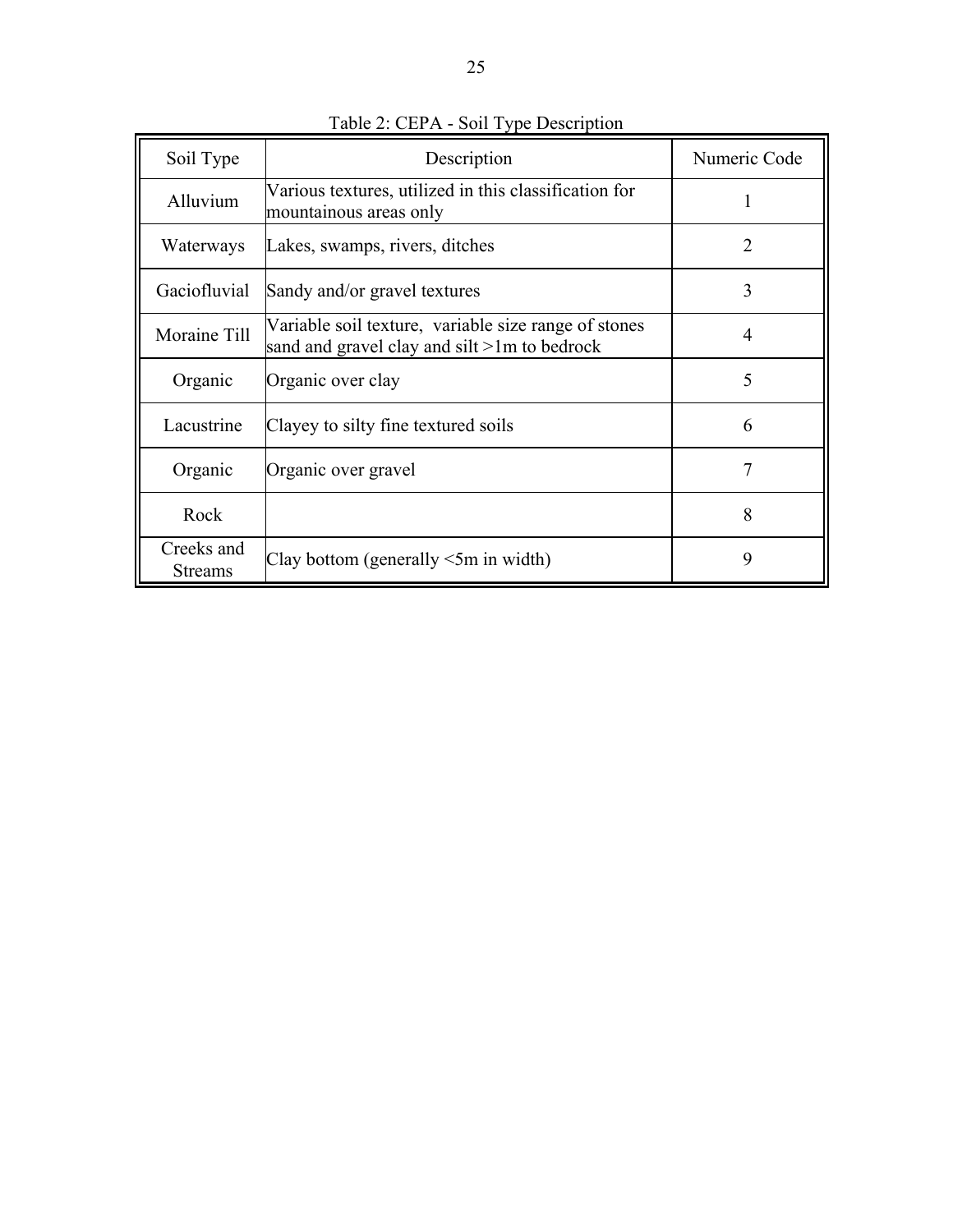Table 2: CEPA - Soil Type Description

| Soil Type | Description | Numeric Code |
|---|---|---|
| Alluvium | Various textures, utilized in this classification for mountainous areas only | 1 |
| Waterways | Lakes, swamps, rivers, ditches | 2 |
| Gaciofluvial | Sandy and/or gravel textures | 3 |
| Moraine Till | Variable soil texture, variable size range of stones sand and gravel clay and silt >1m to bedrock | 4 |
| Organic | Organic over clay | 5 |
| Lacustrine | Clayey to silty fine textured soils | 6 |
| Organic | Organic over gravel | 7 |
| Rock | | 8 |
| Creeks and Streams | Clay bottom (generally <5m in width) | 9 |